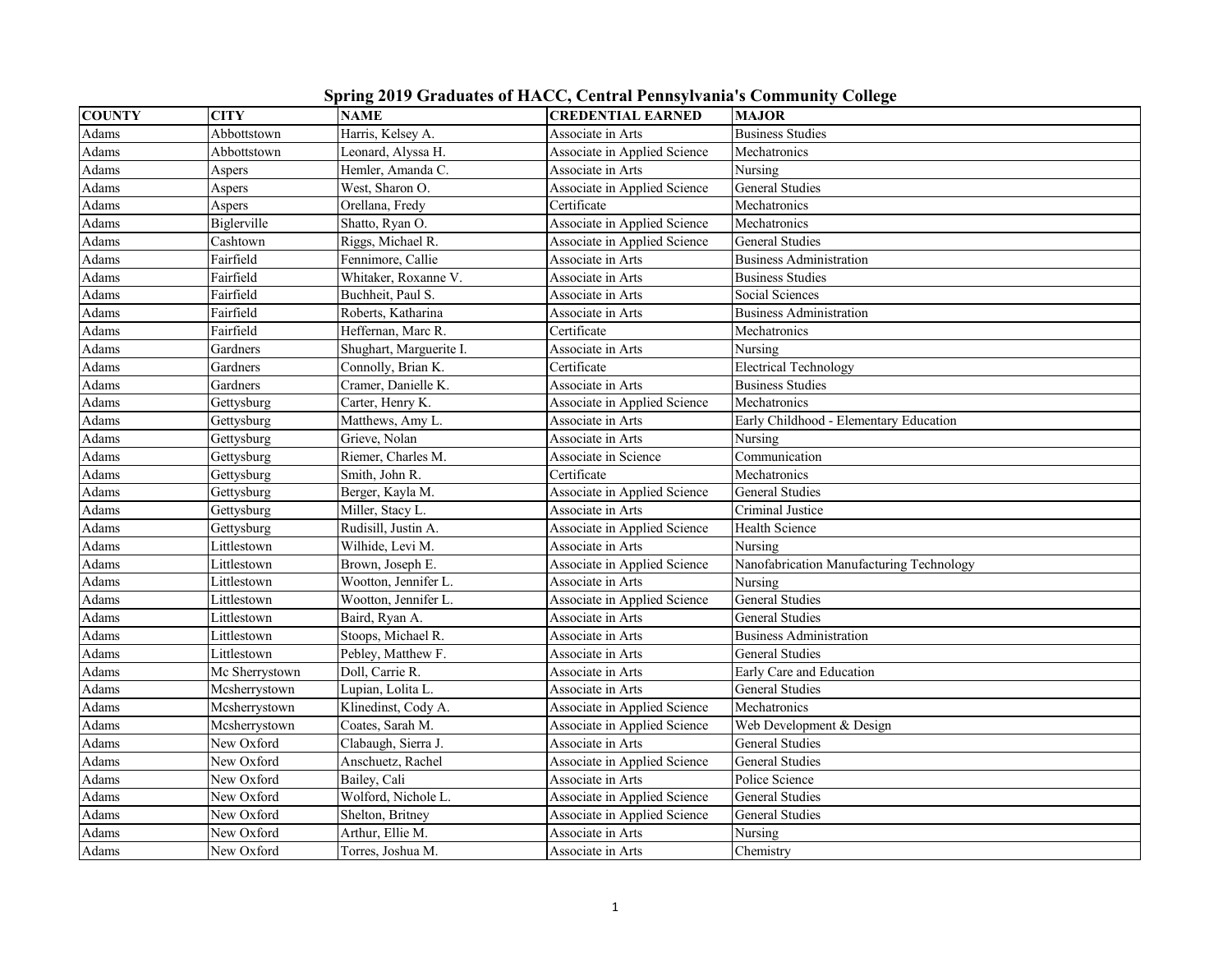# Spring 2019 Graduates of HACC, Central Pennsylvania's Community College

| COUNTY | CITY | NAME | CREDENTIAL EARNED | MAJOR |
|---|---|---|---|---|
| Adams | Abbottstown | Harris, Kelsey A. | Associate in Arts | Business Studies |
| Adams | Abbottstown | Leonard, Alyssa H. | Associate in Applied Science | Mechatronics |
| Adams | Aspers | Hemler, Amanda C. | Associate in Arts | Nursing |
| Adams | Aspers | West, Sharon O. | Associate in Applied Science | General Studies |
| Adams | Aspers | Orellana, Fredy | Certificate | Mechatronics |
| Adams | Biglerville | Shatto, Ryan O. | Associate in Applied Science | Mechatronics |
| Adams | Cashtown | Riggs, Michael R. | Associate in Applied Science | General Studies |
| Adams | Fairfield | Fennimore, Callie | Associate in Arts | Business Administration |
| Adams | Fairfield | Whitaker, Roxanne V. | Associate in Arts | Business Studies |
| Adams | Fairfield | Buchheit, Paul S. | Associate in Arts | Social Sciences |
| Adams | Fairfield | Roberts, Katharina | Associate in Arts | Business Administration |
| Adams | Fairfield | Heffernan, Marc R. | Certificate | Mechatronics |
| Adams | Gardners | Shughart, Marguerite I. | Associate in Arts | Nursing |
| Adams | Gardners | Connolly, Brian K. | Certificate | Electrical Technology |
| Adams | Gardners | Cramer, Danielle K. | Associate in Arts | Business Studies |
| Adams | Gettysburg | Carter, Henry K. | Associate in Applied Science | Mechatronics |
| Adams | Gettysburg | Matthews, Amy L. | Associate in Arts | Early Childhood - Elementary Education |
| Adams | Gettysburg | Grieve, Nolan | Associate in Arts | Nursing |
| Adams | Gettysburg | Riemer, Charles M. | Associate in Science | Communication |
| Adams | Gettysburg | Smith, John R. | Certificate | Mechatronics |
| Adams | Gettysburg | Berger, Kayla M. | Associate in Applied Science | General Studies |
| Adams | Gettysburg | Miller, Stacy L. | Associate in Arts | Criminal Justice |
| Adams | Gettysburg | Rudisill, Justin A. | Associate in Applied Science | Health Science |
| Adams | Littlestown | Wilhide, Levi M. | Associate in Arts | Nursing |
| Adams | Littlestown | Brown, Joseph E. | Associate in Applied Science | Nanofabrication Manufacturing Technology |
| Adams | Littlestown | Wootton, Jennifer L. | Associate in Arts | Nursing |
| Adams | Littlestown | Wootton, Jennifer L. | Associate in Applied Science | General Studies |
| Adams | Littlestown | Baird, Ryan A. | Associate in Arts | General Studies |
| Adams | Littlestown | Stoops, Michael R. | Associate in Arts | Business Administration |
| Adams | Littlestown | Pebley, Matthew F. | Associate in Arts | General Studies |
| Adams | Mc Sherrystown | Doll, Carrie R. | Associate in Arts | Early Care and Education |
| Adams | Mcsherrystown | Lupian, Lolita L. | Associate in Arts | General Studies |
| Adams | Mcsherrystown | Klinedinst, Cody A. | Associate in Applied Science | Mechatronics |
| Adams | Mcsherrystown | Coates, Sarah M. | Associate in Applied Science | Web Development & Design |
| Adams | New Oxford | Clabaugh, Sierra J. | Associate in Arts | General Studies |
| Adams | New Oxford | Anschuetz, Rachel | Associate in Applied Science | General Studies |
| Adams | New Oxford | Bailey, Cali | Associate in Arts | Police Science |
| Adams | New Oxford | Wolford, Nichole L. | Associate in Applied Science | General Studies |
| Adams | New Oxford | Shelton, Britney | Associate in Applied Science | General Studies |
| Adams | New Oxford | Arthur, Ellie M. | Associate in Arts | Nursing |
| Adams | New Oxford | Torres, Joshua M. | Associate in Arts | Chemistry |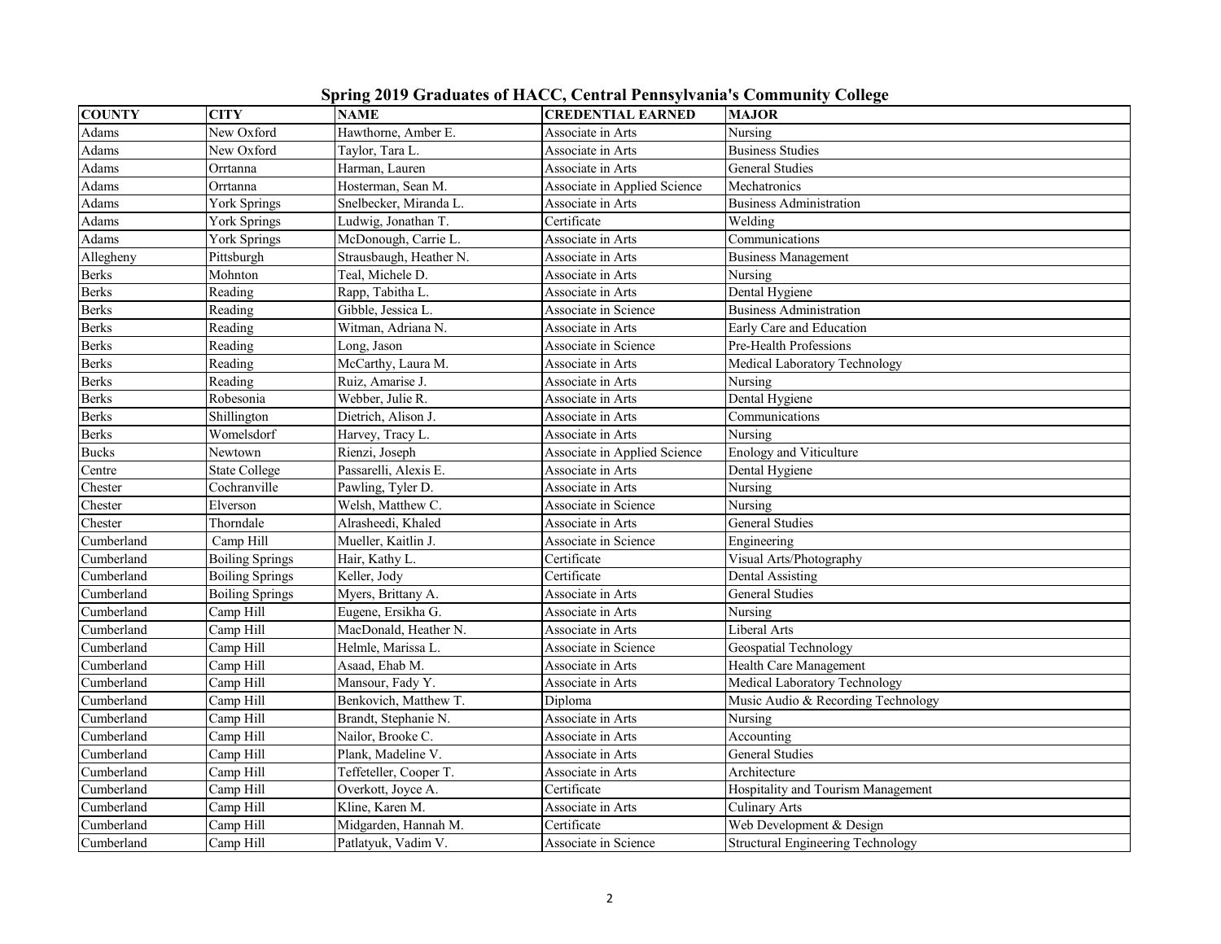# Spring 2019 Graduates of HACC, Central Pennsylvania's Community College

| COUNTY | CITY | NAME | CREDENTIAL EARNED | MAJOR |
|---|---|---|---|---|
| Adams | New Oxford | Hawthorne, Amber E. | Associate in Arts | Nursing |
| Adams | New Oxford | Taylor, Tara L. | Associate in Arts | Business Studies |
| Adams | Orrtanna | Harman, Lauren | Associate in Arts | General Studies |
| Adams | Orrtanna | Hosterman, Sean M. | Associate in Applied Science | Mechatronics |
| Adams | York Springs | Snelbecker, Miranda L. | Associate in Arts | Business Administration |
| Adams | York Springs | Ludwig, Jonathan T. | Certificate | Welding |
| Adams | York Springs | McDonough, Carrie L. | Associate in Arts | Communications |
| Allegheny | Pittsburgh | Strausbaugh, Heather N. | Associate in Arts | Business Management |
| Berks | Mohnton | Teal, Michele D. | Associate in Arts | Nursing |
| Berks | Reading | Rapp, Tabitha L. | Associate in Arts | Dental Hygiene |
| Berks | Reading | Gibble, Jessica L. | Associate in Science | Business Administration |
| Berks | Reading | Witman, Adriana N. | Associate in Arts | Early Care and Education |
| Berks | Reading | Long, Jason | Associate in Science | Pre-Health Professions |
| Berks | Reading | McCarthy, Laura M. | Associate in Arts | Medical Laboratory Technology |
| Berks | Reading | Ruiz, Amarise J. | Associate in Arts | Nursing |
| Berks | Robesonia | Webber, Julie R. | Associate in Arts | Dental Hygiene |
| Berks | Shillington | Dietrich, Alison J. | Associate in Arts | Communications |
| Berks | Womelsdorf | Harvey, Tracy L. | Associate in Arts | Nursing |
| Bucks | Newtown | Rienzi, Joseph | Associate in Applied Science | Enology and Viticulture |
| Centre | State College | Passarelli, Alexis E. | Associate in Arts | Dental Hygiene |
| Chester | Cochranville | Pawling, Tyler D. | Associate in Arts | Nursing |
| Chester | Elverson | Welsh, Matthew C. | Associate in Science | Nursing |
| Chester | Thorndale | Alrasheedi, Khaled | Associate in Arts | General Studies |
| Cumberland | Camp Hill | Mueller, Kaitlin J. | Associate in Science | Engineering |
| Cumberland | Boiling Springs | Hair, Kathy L. | Certificate | Visual Arts/Photography |
| Cumberland | Boiling Springs | Keller, Jody | Certificate | Dental Assisting |
| Cumberland | Boiling Springs | Myers, Brittany A. | Associate in Arts | General Studies |
| Cumberland | Camp Hill | Eugene, Ersikha G. | Associate in Arts | Nursing |
| Cumberland | Camp Hill | MacDonald, Heather N. | Associate in Arts | Liberal Arts |
| Cumberland | Camp Hill | Helmle, Marissa L. | Associate in Science | Geospatial Technology |
| Cumberland | Camp Hill | Asaad, Ehab M. | Associate in Arts | Health Care Management |
| Cumberland | Camp Hill | Mansour, Fady Y. | Associate in Arts | Medical Laboratory Technology |
| Cumberland | Camp Hill | Benkovich, Matthew T. | Diploma | Music Audio & Recording Technology |
| Cumberland | Camp Hill | Brandt, Stephanie N. | Associate in Arts | Nursing |
| Cumberland | Camp Hill | Nailor, Brooke C. | Associate in Arts | Accounting |
| Cumberland | Camp Hill | Plank, Madeline V. | Associate in Arts | General Studies |
| Cumberland | Camp Hill | Teffeteller, Cooper T. | Associate in Arts | Architecture |
| Cumberland | Camp Hill | Overkott, Joyce A. | Certificate | Hospitality and Tourism Management |
| Cumberland | Camp Hill | Kline, Karen M. | Associate in Arts | Culinary Arts |
| Cumberland | Camp Hill | Midgarden, Hannah M. | Certificate | Web Development & Design |
| Cumberland | Camp Hill | Patlatyuk, Vadim V. | Associate in Science | Structural Engineering Technology |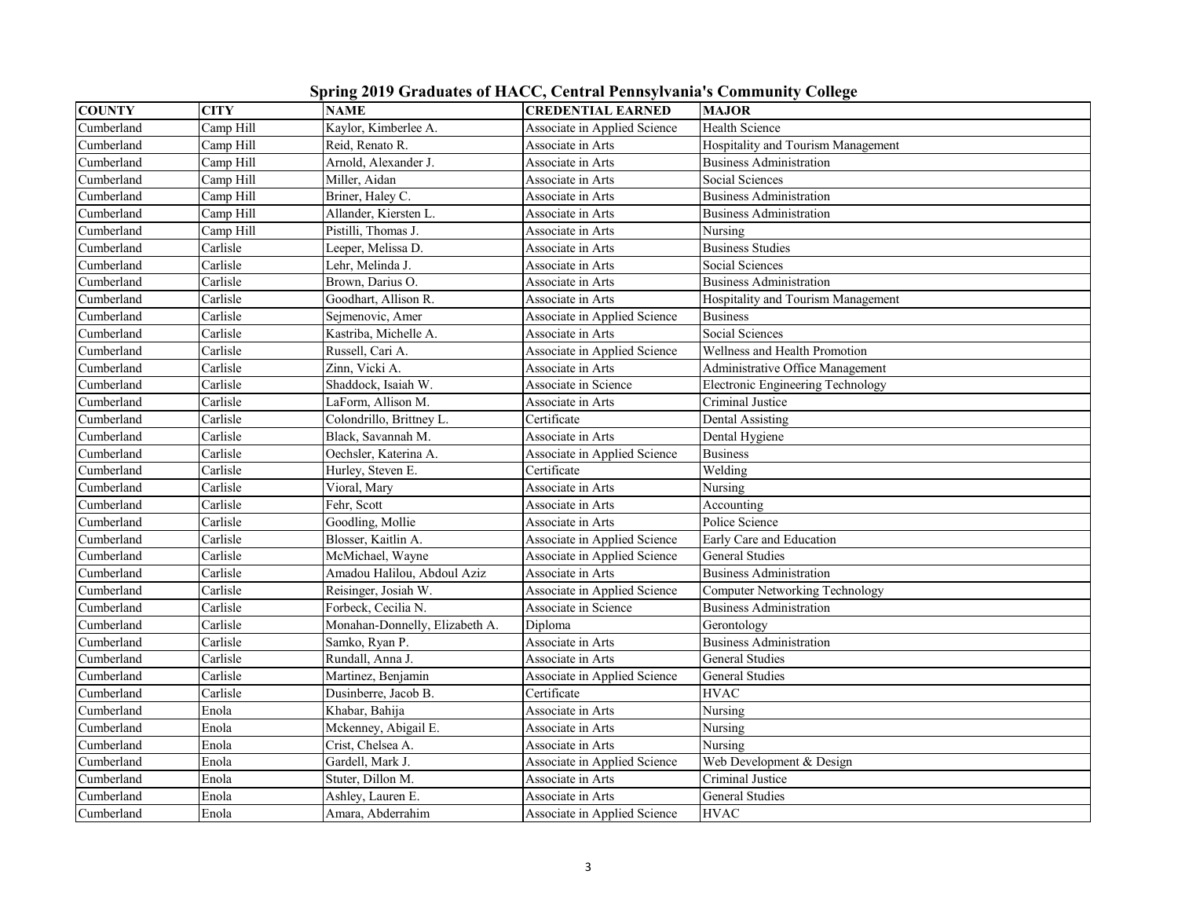## Spring 2019 Graduates of HACC, Central Pennsylvania's Community College

| COUNTY | CITY | NAME | CREDENTIAL EARNED | MAJOR |
|---|---|---|---|---|
| Cumberland | Camp Hill | Kaylor, Kimberlee A. | Associate in Applied Science | Health Science |
| Cumberland | Camp Hill | Reid, Renato R. | Associate in Arts | Hospitality and Tourism Management |
| Cumberland | Camp Hill | Arnold, Alexander J. | Associate in Arts | Business Administration |
| Cumberland | Camp Hill | Miller, Aidan | Associate in Arts | Social Sciences |
| Cumberland | Camp Hill | Briner, Haley C. | Associate in Arts | Business Administration |
| Cumberland | Camp Hill | Allander, Kiersten L. | Associate in Arts | Business Administration |
| Cumberland | Camp Hill | Pistilli, Thomas J. | Associate in Arts | Nursing |
| Cumberland | Carlisle | Leeper, Melissa D. | Associate in Arts | Business Studies |
| Cumberland | Carlisle | Lehr, Melinda J. | Associate in Arts | Social Sciences |
| Cumberland | Carlisle | Brown, Darius O. | Associate in Arts | Business Administration |
| Cumberland | Carlisle | Goodhart, Allison R. | Associate in Arts | Hospitality and Tourism Management |
| Cumberland | Carlisle | Sejmenovic, Amer | Associate in Applied Science | Business |
| Cumberland | Carlisle | Kastriba, Michelle A. | Associate in Arts | Social Sciences |
| Cumberland | Carlisle | Russell, Cari A. | Associate in Applied Science | Wellness and Health Promotion |
| Cumberland | Carlisle | Zinn, Vicki A. | Associate in Arts | Administrative Office Management |
| Cumberland | Carlisle | Shaddock, Isaiah W. | Associate in Science | Electronic Engineering Technology |
| Cumberland | Carlisle | LaForm, Allison M. | Associate in Arts | Criminal Justice |
| Cumberland | Carlisle | Colondrillo, Brittney L. | Certificate | Dental Assisting |
| Cumberland | Carlisle | Black, Savannah M. | Associate in Arts | Dental Hygiene |
| Cumberland | Carlisle | Oechsler, Katerina A. | Associate in Applied Science | Business |
| Cumberland | Carlisle | Hurley, Steven E. | Certificate | Welding |
| Cumberland | Carlisle | Vioral, Mary | Associate in Arts | Nursing |
| Cumberland | Carlisle | Fehr, Scott | Associate in Arts | Accounting |
| Cumberland | Carlisle | Goodling, Mollie | Associate in Arts | Police Science |
| Cumberland | Carlisle | Blosser, Kaitlin A. | Associate in Applied Science | Early Care and Education |
| Cumberland | Carlisle | McMichael, Wayne | Associate in Applied Science | General Studies |
| Cumberland | Carlisle | Amadou Halilou, Abdoul Aziz | Associate in Arts | Business Administration |
| Cumberland | Carlisle | Reisinger, Josiah W. | Associate in Applied Science | Computer Networking Technology |
| Cumberland | Carlisle | Forbeck, Cecilia N. | Associate in Science | Business Administration |
| Cumberland | Carlisle | Monahan-Donnelly, Elizabeth A. | Diploma | Gerontology |
| Cumberland | Carlisle | Samko, Ryan P. | Associate in Arts | Business Administration |
| Cumberland | Carlisle | Rundall, Anna J. | Associate in Arts | General Studies |
| Cumberland | Carlisle | Martinez, Benjamin | Associate in Applied Science | General Studies |
| Cumberland | Carlisle | Dusinberre, Jacob B. | Certificate | HVAC |
| Cumberland | Enola | Khabar, Bahija | Associate in Arts | Nursing |
| Cumberland | Enola | Mckenney, Abigail E. | Associate in Arts | Nursing |
| Cumberland | Enola | Crist, Chelsea A. | Associate in Arts | Nursing |
| Cumberland | Enola | Gardell, Mark J. | Associate in Applied Science | Web Development & Design |
| Cumberland | Enola | Stuter, Dillon M. | Associate in Arts | Criminal Justice |
| Cumberland | Enola | Ashley, Lauren E. | Associate in Arts | General Studies |
| Cumberland | Enola | Amara, Abderrahim | Associate in Applied Science | HVAC |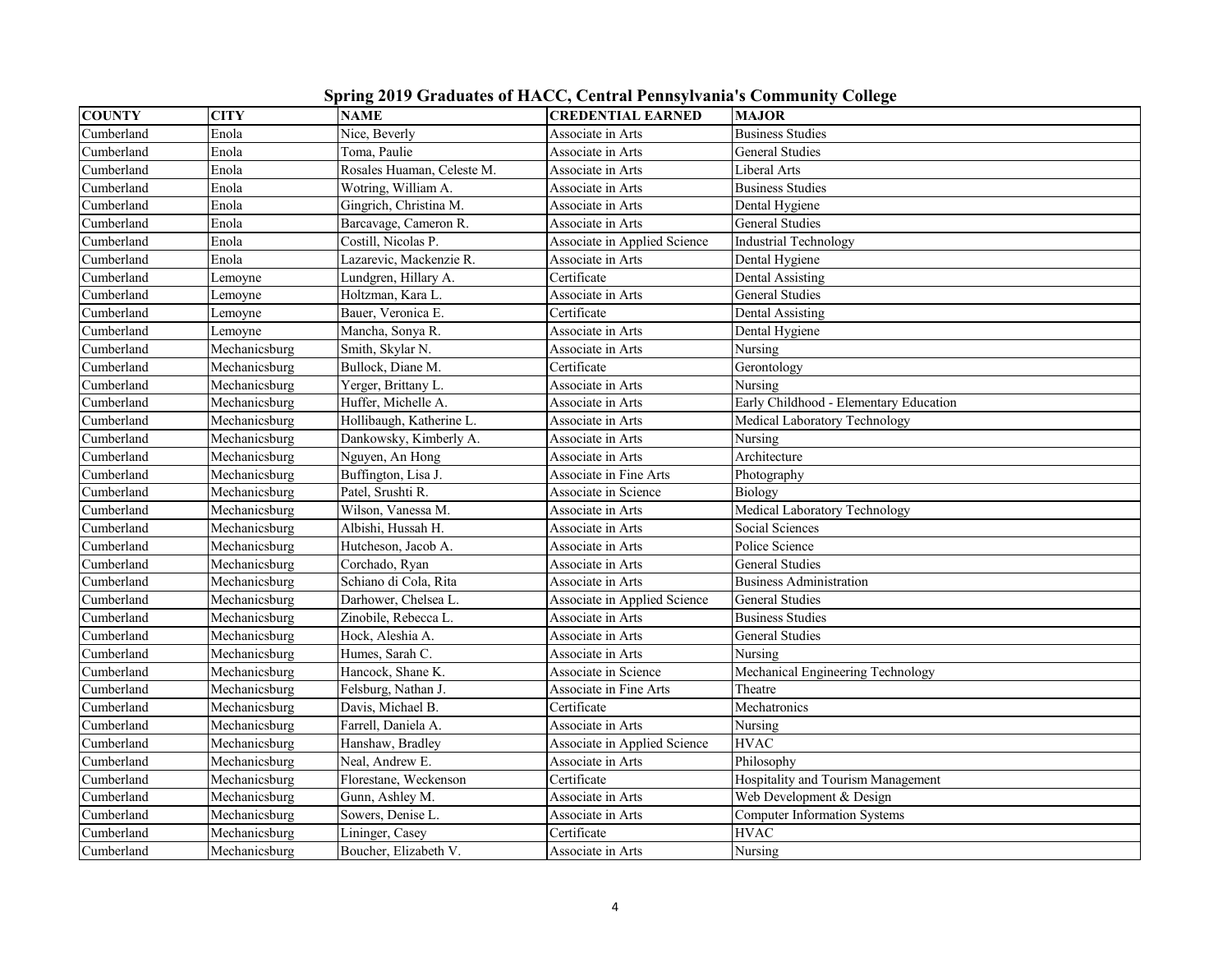**Spring 2019 Graduates of HACC, Central Pennsylvania's Community College**

| COUNTY | CITY | NAME | CREDENTIAL EARNED | MAJOR |
|---|---|---|---|---|
| Cumberland | Enola | Nice, Beverly | Associate in Arts | Business Studies |
| Cumberland | Enola | Toma, Paulie | Associate in Arts | General Studies |
| Cumberland | Enola | Rosales Huaman, Celeste M. | Associate in Arts | Liberal Arts |
| Cumberland | Enola | Wotring, William A. | Associate in Arts | Business Studies |
| Cumberland | Enola | Gingrich, Christina M. | Associate in Arts | Dental Hygiene |
| Cumberland | Enola | Barcavage, Cameron R. | Associate in Arts | General Studies |
| Cumberland | Enola | Costill, Nicolas P. | Associate in Applied Science | Industrial Technology |
| Cumberland | Enola | Lazarevic, Mackenzie R. | Associate in Arts | Dental Hygiene |
| Cumberland | Lemoyne | Lundgren, Hillary A. | Certificate | Dental Assisting |
| Cumberland | Lemoyne | Holtzman, Kara L. | Associate in Arts | General Studies |
| Cumberland | Lemoyne | Bauer, Veronica E. | Certificate | Dental Assisting |
| Cumberland | Lemoyne | Mancha, Sonya R. | Associate in Arts | Dental Hygiene |
| Cumberland | Mechanicsburg | Smith, Skylar N. | Associate in Arts | Nursing |
| Cumberland | Mechanicsburg | Bullock, Diane M. | Certificate | Gerontology |
| Cumberland | Mechanicsburg | Yerger, Brittany L. | Associate in Arts | Nursing |
| Cumberland | Mechanicsburg | Huffer, Michelle A. | Associate in Arts | Early Childhood - Elementary Education |
| Cumberland | Mechanicsburg | Hollibaugh, Katherine L. | Associate in Arts | Medical Laboratory Technology |
| Cumberland | Mechanicsburg | Dankowsky, Kimberly A. | Associate in Arts | Nursing |
| Cumberland | Mechanicsburg | Nguyen, An Hong | Associate in Arts | Architecture |
| Cumberland | Mechanicsburg | Buffington, Lisa J. | Associate in Fine Arts | Photography |
| Cumberland | Mechanicsburg | Patel, Srushti R. | Associate in Science | Biology |
| Cumberland | Mechanicsburg | Wilson, Vanessa M. | Associate in Arts | Medical Laboratory Technology |
| Cumberland | Mechanicsburg | Albishi, Hussah H. | Associate in Arts | Social Sciences |
| Cumberland | Mechanicsburg | Hutcheson, Jacob A. | Associate in Arts | Police Science |
| Cumberland | Mechanicsburg | Corchado, Ryan | Associate in Arts | General Studies |
| Cumberland | Mechanicsburg | Schiano di Cola, Rita | Associate in Arts | Business Administration |
| Cumberland | Mechanicsburg | Darhower, Chelsea L. | Associate in Applied Science | General Studies |
| Cumberland | Mechanicsburg | Zinobile, Rebecca L. | Associate in Arts | Business Studies |
| Cumberland | Mechanicsburg | Hock, Aleshia A. | Associate in Arts | General Studies |
| Cumberland | Mechanicsburg | Humes, Sarah C. | Associate in Arts | Nursing |
| Cumberland | Mechanicsburg | Hancock, Shane K. | Associate in Science | Mechanical Engineering Technology |
| Cumberland | Mechanicsburg | Felsburg, Nathan J. | Associate in Fine Arts | Theatre |
| Cumberland | Mechanicsburg | Davis, Michael B. | Certificate | Mechatronics |
| Cumberland | Mechanicsburg | Farrell, Daniela A. | Associate in Arts | Nursing |
| Cumberland | Mechanicsburg | Hanshaw, Bradley | Associate in Applied Science | HVAC |
| Cumberland | Mechanicsburg | Neal, Andrew E. | Associate in Arts | Philosophy |
| Cumberland | Mechanicsburg | Florestane, Weckenson | Certificate | Hospitality and Tourism Management |
| Cumberland | Mechanicsburg | Gunn, Ashley M. | Associate in Arts | Web Development & Design |
| Cumberland | Mechanicsburg | Sowers, Denise L. | Associate in Arts | Computer Information Systems |
| Cumberland | Mechanicsburg | Lininger, Casey | Certificate | HVAC |
| Cumberland | Mechanicsburg | Boucher, Elizabeth V. | Associate in Arts | Nursing |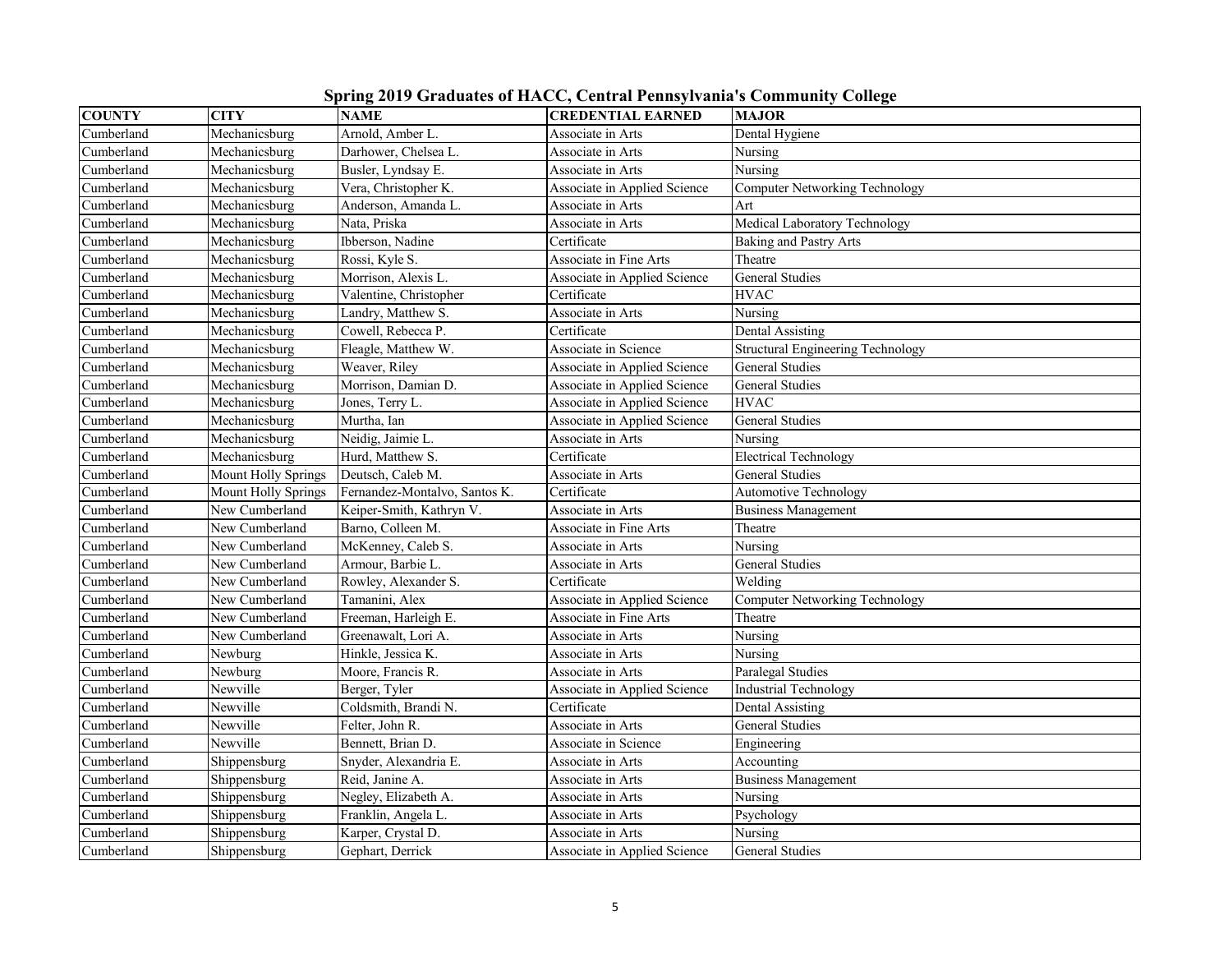# Spring 2019 Graduates of HACC, Central Pennsylvania's Community College

| COUNTY | CITY | NAME | CREDENTIAL EARNED | MAJOR |
|---|---|---|---|---|
| Cumberland | Mechanicsburg | Arnold, Amber L. | Associate in Arts | Dental Hygiene |
| Cumberland | Mechanicsburg | Darhower, Chelsea L. | Associate in Arts | Nursing |
| Cumberland | Mechanicsburg | Busler, Lyndsay E. | Associate in Arts | Nursing |
| Cumberland | Mechanicsburg | Vera, Christopher K. | Associate in Applied Science | Computer Networking Technology |
| Cumberland | Mechanicsburg | Anderson, Amanda L. | Associate in Arts | Art |
| Cumberland | Mechanicsburg | Nata, Priska | Associate in Arts | Medical Laboratory Technology |
| Cumberland | Mechanicsburg | Ibberson, Nadine | Certificate | Baking and Pastry Arts |
| Cumberland | Mechanicsburg | Rossi, Kyle S. | Associate in Fine Arts | Theatre |
| Cumberland | Mechanicsburg | Morrison, Alexis L. | Associate in Applied Science | General Studies |
| Cumberland | Mechanicsburg | Valentine, Christopher | Certificate | HVAC |
| Cumberland | Mechanicsburg | Landry, Matthew S. | Associate in Arts | Nursing |
| Cumberland | Mechanicsburg | Cowell, Rebecca P. | Certificate | Dental Assisting |
| Cumberland | Mechanicsburg | Fleagle, Matthew W. | Associate in Science | Structural Engineering Technology |
| Cumberland | Mechanicsburg | Weaver, Riley | Associate in Applied Science | General Studies |
| Cumberland | Mechanicsburg | Morrison, Damian D. | Associate in Applied Science | General Studies |
| Cumberland | Mechanicsburg | Jones, Terry L. | Associate in Applied Science | HVAC |
| Cumberland | Mechanicsburg | Murtha, Ian | Associate in Applied Science | General Studies |
| Cumberland | Mechanicsburg | Neidig, Jaimie L. | Associate in Arts | Nursing |
| Cumberland | Mechanicsburg | Hurd, Matthew S. | Certificate | Electrical Technology |
| Cumberland | Mount Holly Springs | Deutsch, Caleb M. | Associate in Arts | General Studies |
| Cumberland | Mount Holly Springs | Fernandez-Montalvo, Santos K. | Certificate | Automotive Technology |
| Cumberland | New Cumberland | Keiper-Smith, Kathryn V. | Associate in Arts | Business Management |
| Cumberland | New Cumberland | Barno, Colleen M. | Associate in Fine Arts | Theatre |
| Cumberland | New Cumberland | McKenney, Caleb S. | Associate in Arts | Nursing |
| Cumberland | New Cumberland | Armour, Barbie L. | Associate in Arts | General Studies |
| Cumberland | New Cumberland | Rowley, Alexander S. | Certificate | Welding |
| Cumberland | New Cumberland | Tamanini, Alex | Associate in Applied Science | Computer Networking Technology |
| Cumberland | New Cumberland | Freeman, Harleigh E. | Associate in Fine Arts | Theatre |
| Cumberland | New Cumberland | Greenawalt, Lori A. | Associate in Arts | Nursing |
| Cumberland | Newburg | Hinkle, Jessica K. | Associate in Arts | Nursing |
| Cumberland | Newburg | Moore, Francis R. | Associate in Arts | Paralegal Studies |
| Cumberland | Newville | Berger, Tyler | Associate in Applied Science | Industrial Technology |
| Cumberland | Newville | Coldsmith, Brandi N. | Certificate | Dental Assisting |
| Cumberland | Newville | Felter, John R. | Associate in Arts | General Studies |
| Cumberland | Newville | Bennett, Brian D. | Associate in Science | Engineering |
| Cumberland | Shippensburg | Snyder, Alexandria E. | Associate in Arts | Accounting |
| Cumberland | Shippensburg | Reid, Janine A. | Associate in Arts | Business Management |
| Cumberland | Shippensburg | Negley, Elizabeth A. | Associate in Arts | Nursing |
| Cumberland | Shippensburg | Franklin, Angela L. | Associate in Arts | Psychology |
| Cumberland | Shippensburg | Karper, Crystal D. | Associate in Arts | Nursing |
| Cumberland | Shippensburg | Gephart, Derrick | Associate in Applied Science | General Studies |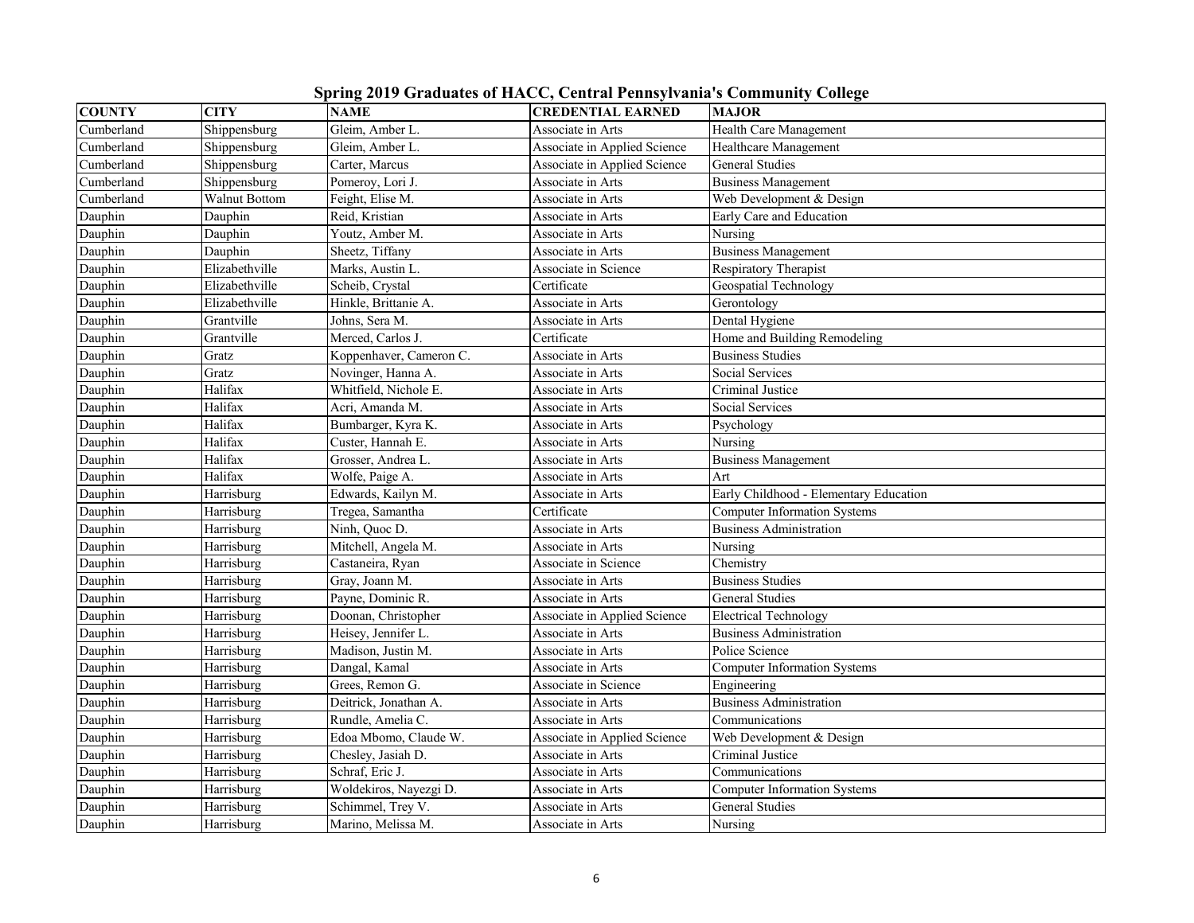## Spring 2019 Graduates of HACC, Central Pennsylvania's Community College

| COUNTY | CITY | NAME | CREDENTIAL EARNED | MAJOR |
|---|---|---|---|---|
| Cumberland | Shippensburg | Gleim, Amber L. | Associate in Arts | Health Care Management |
| Cumberland | Shippensburg | Gleim, Amber L. | Associate in Applied Science | Healthcare Management |
| Cumberland | Shippensburg | Carter, Marcus | Associate in Applied Science | General Studies |
| Cumberland | Shippensburg | Pomeroy, Lori J. | Associate in Arts | Business Management |
| Cumberland | Walnut Bottom | Feight, Elise M. | Associate in Arts | Web Development & Design |
| Dauphin | Dauphin | Reid, Kristian | Associate in Arts | Early Care and Education |
| Dauphin | Dauphin | Youtz, Amber M. | Associate in Arts | Nursing |
| Dauphin | Dauphin | Sheetz, Tiffany | Associate in Arts | Business Management |
| Dauphin | Elizabethville | Marks, Austin L. | Associate in Science | Respiratory Therapist |
| Dauphin | Elizabethville | Scheib, Crystal | Certificate | Geospatial Technology |
| Dauphin | Elizabethville | Hinkle, Brittanie A. | Associate in Arts | Gerontology |
| Dauphin | Grantville | Johns, Sera M. | Associate in Arts | Dental Hygiene |
| Dauphin | Grantville | Merced, Carlos J. | Certificate | Home and Building Remodeling |
| Dauphin | Gratz | Koppenhaver, Cameron C. | Associate in Arts | Business Studies |
| Dauphin | Gratz | Novinger, Hanna A. | Associate in Arts | Social Services |
| Dauphin | Halifax | Whitfield, Nichole E. | Associate in Arts | Criminal Justice |
| Dauphin | Halifax | Acri, Amanda M. | Associate in Arts | Social Services |
| Dauphin | Halifax | Bumbarger, Kyra K. | Associate in Arts | Psychology |
| Dauphin | Halifax | Custer, Hannah E. | Associate in Arts | Nursing |
| Dauphin | Halifax | Grosser, Andrea L. | Associate in Arts | Business Management |
| Dauphin | Halifax | Wolfe, Paige A. | Associate in Arts | Art |
| Dauphin | Harrisburg | Edwards, Kailyn M. | Associate in Arts | Early Childhood - Elementary Education |
| Dauphin | Harrisburg | Tregea, Samantha | Certificate | Computer Information Systems |
| Dauphin | Harrisburg | Ninh, Quoc D. | Associate in Arts | Business Administration |
| Dauphin | Harrisburg | Mitchell, Angela M. | Associate in Arts | Nursing |
| Dauphin | Harrisburg | Castaneira, Ryan | Associate in Science | Chemistry |
| Dauphin | Harrisburg | Gray, Joann M. | Associate in Arts | Business Studies |
| Dauphin | Harrisburg | Payne, Dominic R. | Associate in Arts | General Studies |
| Dauphin | Harrisburg | Doonan, Christopher | Associate in Applied Science | Electrical Technology |
| Dauphin | Harrisburg | Heisey, Jennifer L. | Associate in Arts | Business Administration |
| Dauphin | Harrisburg | Madison, Justin M. | Associate in Arts | Police Science |
| Dauphin | Harrisburg | Dangal, Kamal | Associate in Arts | Computer Information Systems |
| Dauphin | Harrisburg | Grees, Remon G. | Associate in Science | Engineering |
| Dauphin | Harrisburg | Deitrick, Jonathan A. | Associate in Arts | Business Administration |
| Dauphin | Harrisburg | Rundle, Amelia C. | Associate in Arts | Communications |
| Dauphin | Harrisburg | Edoa Mbomo, Claude W. | Associate in Applied Science | Web Development & Design |
| Dauphin | Harrisburg | Chesley, Jasiah D. | Associate in Arts | Criminal Justice |
| Dauphin | Harrisburg | Schraf, Eric J. | Associate in Arts | Communications |
| Dauphin | Harrisburg | Woldekiros, Nayezgi D. | Associate in Arts | Computer Information Systems |
| Dauphin | Harrisburg | Schimmel, Trey V. | Associate in Arts | General Studies |
| Dauphin | Harrisburg | Marino, Melissa M. | Associate in Arts | Nursing |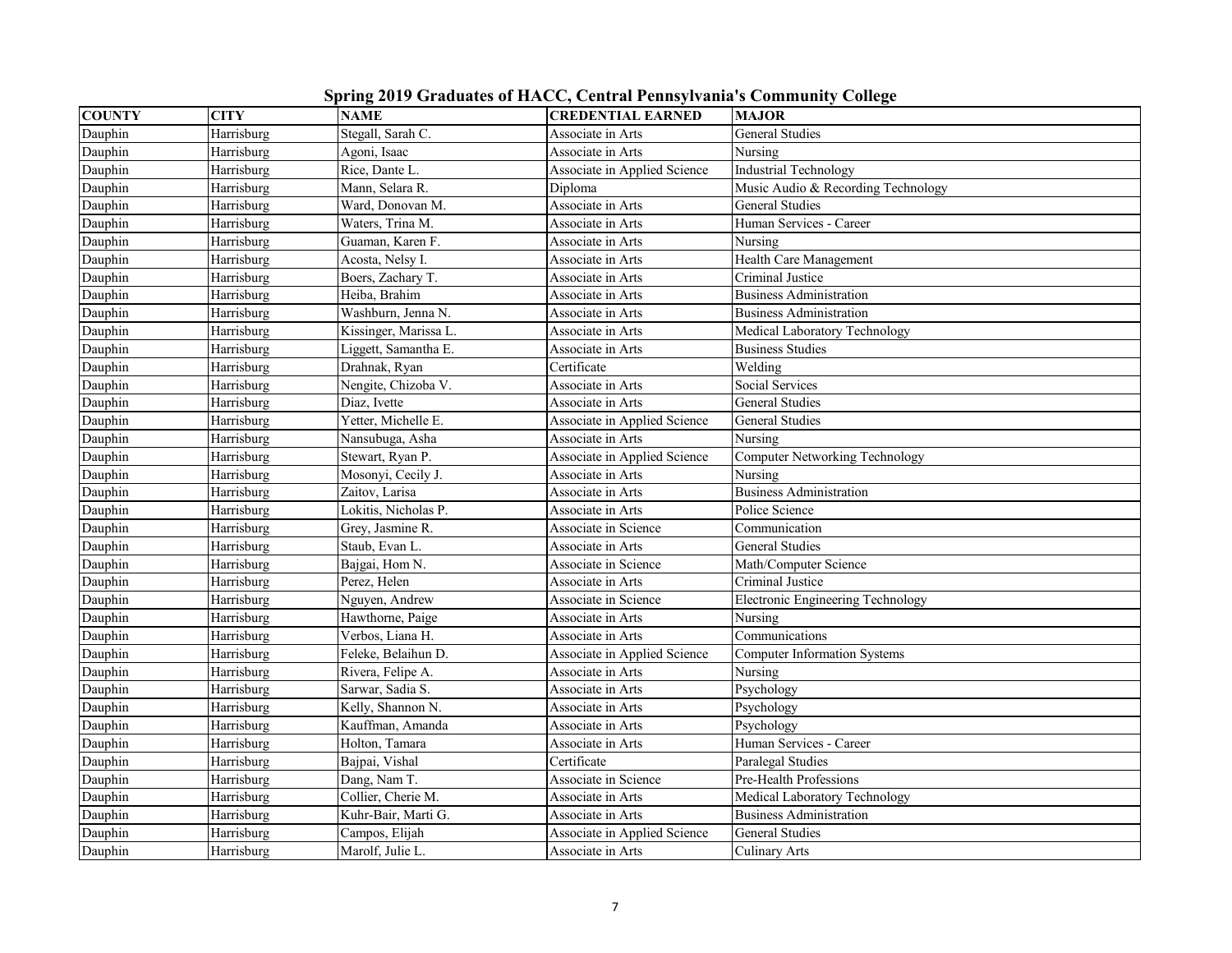## Spring 2019 Graduates of HACC, Central Pennsylvania's Community College

| COUNTY | CITY | NAME | CREDENTIAL EARNED | MAJOR |
|---|---|---|---|---|
| Dauphin | Harrisburg | Stegall, Sarah C. | Associate in Arts | General Studies |
| Dauphin | Harrisburg | Agoni, Isaac | Associate in Arts | Nursing |
| Dauphin | Harrisburg | Rice, Dante L. | Associate in Applied Science | Industrial Technology |
| Dauphin | Harrisburg | Mann, Selara R. | Diploma | Music Audio & Recording Technology |
| Dauphin | Harrisburg | Ward, Donovan M. | Associate in Arts | General Studies |
| Dauphin | Harrisburg | Waters, Trina M. | Associate in Arts | Human Services - Career |
| Dauphin | Harrisburg | Guaman, Karen F. | Associate in Arts | Nursing |
| Dauphin | Harrisburg | Acosta, Nelsy I. | Associate in Arts | Health Care Management |
| Dauphin | Harrisburg | Boers, Zachary T. | Associate in Arts | Criminal Justice |
| Dauphin | Harrisburg | Heiba, Brahim | Associate in Arts | Business Administration |
| Dauphin | Harrisburg | Washburn, Jenna N. | Associate in Arts | Business Administration |
| Dauphin | Harrisburg | Kissinger, Marissa L. | Associate in Arts | Medical Laboratory Technology |
| Dauphin | Harrisburg | Liggett, Samantha E. | Associate in Arts | Business Studies |
| Dauphin | Harrisburg | Drahnak, Ryan | Certificate | Welding |
| Dauphin | Harrisburg | Nengite, Chizoba V. | Associate in Arts | Social Services |
| Dauphin | Harrisburg | Diaz, Ivette | Associate in Arts | General Studies |
| Dauphin | Harrisburg | Yetter, Michelle E. | Associate in Applied Science | General Studies |
| Dauphin | Harrisburg | Nansubuga, Asha | Associate in Arts | Nursing |
| Dauphin | Harrisburg | Stewart, Ryan P. | Associate in Applied Science | Computer Networking Technology |
| Dauphin | Harrisburg | Mosonyi, Cecily J. | Associate in Arts | Nursing |
| Dauphin | Harrisburg | Zaitov, Larisa | Associate in Arts | Business Administration |
| Dauphin | Harrisburg | Lokitis, Nicholas P. | Associate in Arts | Police Science |
| Dauphin | Harrisburg | Grey, Jasmine R. | Associate in Science | Communication |
| Dauphin | Harrisburg | Staub, Evan L. | Associate in Arts | General Studies |
| Dauphin | Harrisburg | Bajgai, Hom N. | Associate in Science | Math/Computer Science |
| Dauphin | Harrisburg | Perez, Helen | Associate in Arts | Criminal Justice |
| Dauphin | Harrisburg | Nguyen, Andrew | Associate in Science | Electronic Engineering Technology |
| Dauphin | Harrisburg | Hawthorne, Paige | Associate in Arts | Nursing |
| Dauphin | Harrisburg | Verbos, Liana H. | Associate in Arts | Communications |
| Dauphin | Harrisburg | Feleke, Belaihun D. | Associate in Applied Science | Computer Information Systems |
| Dauphin | Harrisburg | Rivera, Felipe A. | Associate in Arts | Nursing |
| Dauphin | Harrisburg | Sarwar, Sadia S. | Associate in Arts | Psychology |
| Dauphin | Harrisburg | Kelly, Shannon N. | Associate in Arts | Psychology |
| Dauphin | Harrisburg | Kauffman, Amanda | Associate in Arts | Psychology |
| Dauphin | Harrisburg | Holton, Tamara | Associate in Arts | Human Services - Career |
| Dauphin | Harrisburg | Bajpai, Vishal | Certificate | Paralegal Studies |
| Dauphin | Harrisburg | Dang, Nam T. | Associate in Science | Pre-Health Professions |
| Dauphin | Harrisburg | Collier, Cherie M. | Associate in Arts | Medical Laboratory Technology |
| Dauphin | Harrisburg | Kuhr-Bair, Marti G. | Associate in Arts | Business Administration |
| Dauphin | Harrisburg | Campos, Elijah | Associate in Applied Science | General Studies |
| Dauphin | Harrisburg | Marolf, Julie L. | Associate in Arts | Culinary Arts |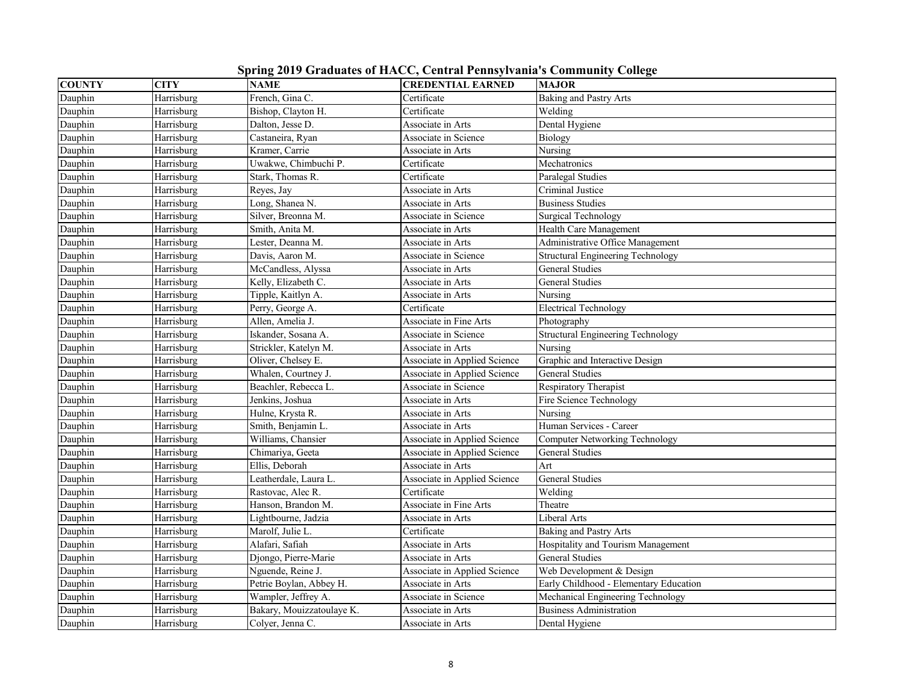# Spring 2019 Graduates of HACC, Central Pennsylvania's Community College

| COUNTY | CITY | NAME | CREDENTIAL EARNED | MAJOR |
|---|---|---|---|---|
| Dauphin | Harrisburg | French, Gina C. | Certificate | Baking and Pastry Arts |
| Dauphin | Harrisburg | Bishop, Clayton H. | Certificate | Welding |
| Dauphin | Harrisburg | Dalton, Jesse D. | Associate in Arts | Dental Hygiene |
| Dauphin | Harrisburg | Castaneira, Ryan | Associate in Science | Biology |
| Dauphin | Harrisburg | Kramer, Carrie | Associate in Arts | Nursing |
| Dauphin | Harrisburg | Uwakwe, Chimbuchi P. | Certificate | Mechatronics |
| Dauphin | Harrisburg | Stark, Thomas R. | Certificate | Paralegal Studies |
| Dauphin | Harrisburg | Reyes, Jay | Associate in Arts | Criminal Justice |
| Dauphin | Harrisburg | Long, Shanea N. | Associate in Arts | Business Studies |
| Dauphin | Harrisburg | Silver, Breonna M. | Associate in Science | Surgical Technology |
| Dauphin | Harrisburg | Smith, Anita M. | Associate in Arts | Health Care Management |
| Dauphin | Harrisburg | Lester, Deanna M. | Associate in Arts | Administrative Office Management |
| Dauphin | Harrisburg | Davis, Aaron M. | Associate in Science | Structural Engineering Technology |
| Dauphin | Harrisburg | McCandless, Alyssa | Associate in Arts | General Studies |
| Dauphin | Harrisburg | Kelly, Elizabeth C. | Associate in Arts | General Studies |
| Dauphin | Harrisburg | Tipple, Kaitlyn A. | Associate in Arts | Nursing |
| Dauphin | Harrisburg | Perry, George A. | Certificate | Electrical Technology |
| Dauphin | Harrisburg | Allen, Amelia J. | Associate in Fine Arts | Photography |
| Dauphin | Harrisburg | Iskander, Sosana A. | Associate in Science | Structural Engineering Technology |
| Dauphin | Harrisburg | Strickler, Katelyn M. | Associate in Arts | Nursing |
| Dauphin | Harrisburg | Oliver, Chelsey E. | Associate in Applied Science | Graphic and Interactive Design |
| Dauphin | Harrisburg | Whalen, Courtney J. | Associate in Applied Science | General Studies |
| Dauphin | Harrisburg | Beachler, Rebecca L. | Associate in Science | Respiratory Therapist |
| Dauphin | Harrisburg | Jenkins, Joshua | Associate in Arts | Fire Science Technology |
| Dauphin | Harrisburg | Hulne, Krysta R. | Associate in Arts | Nursing |
| Dauphin | Harrisburg | Smith, Benjamin L. | Associate in Arts | Human Services - Career |
| Dauphin | Harrisburg | Williams, Chansier | Associate in Applied Science | Computer Networking Technology |
| Dauphin | Harrisburg | Chimariya, Geeta | Associate in Applied Science | General Studies |
| Dauphin | Harrisburg | Ellis, Deborah | Associate in Arts | Art |
| Dauphin | Harrisburg | Leatherdale, Laura L. | Associate in Applied Science | General Studies |
| Dauphin | Harrisburg | Rastovac, Alec R. | Certificate | Welding |
| Dauphin | Harrisburg | Hanson, Brandon M. | Associate in Fine Arts | Theatre |
| Dauphin | Harrisburg | Lightbourne, Jadzia | Associate in Arts | Liberal Arts |
| Dauphin | Harrisburg | Marolf, Julie L. | Certificate | Baking and Pastry Arts |
| Dauphin | Harrisburg | Alafari, Safiah | Associate in Arts | Hospitality and Tourism Management |
| Dauphin | Harrisburg | Djongo, Pierre-Marie | Associate in Arts | General Studies |
| Dauphin | Harrisburg | Nguende, Reine J. | Associate in Applied Science | Web Development & Design |
| Dauphin | Harrisburg | Petrie Boylan, Abbey H. | Associate in Arts | Early Childhood - Elementary Education |
| Dauphin | Harrisburg | Wampler, Jeffrey A. | Associate in Science | Mechanical Engineering Technology |
| Dauphin | Harrisburg | Bakary, Mouizzatoulaye K. | Associate in Arts | Business Administration |
| Dauphin | Harrisburg | Colyer, Jenna C. | Associate in Arts | Dental Hygiene |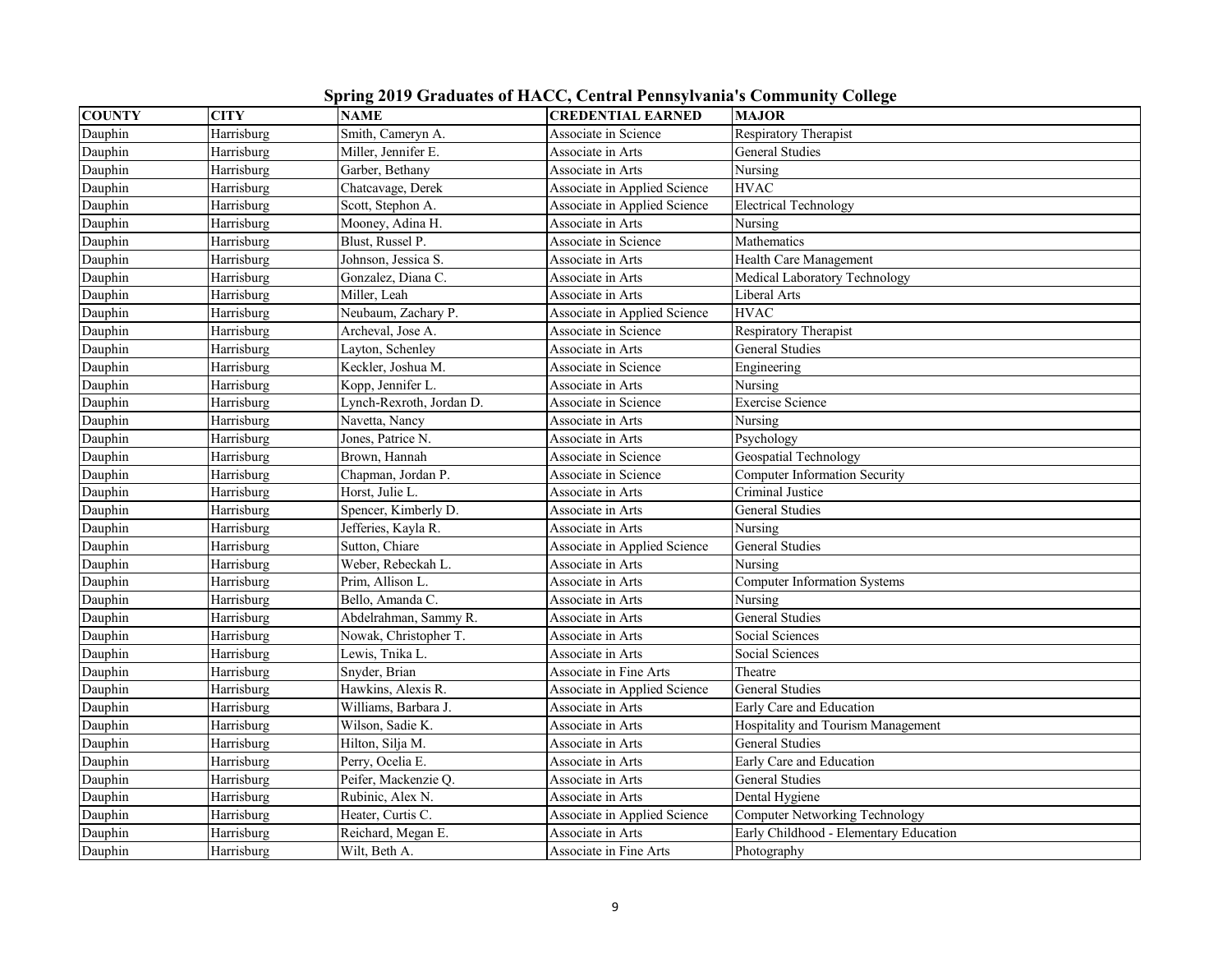## Spring 2019 Graduates of HACC, Central Pennsylvania's Community College

| COUNTY | CITY | NAME | CREDENTIAL EARNED | MAJOR |
|---|---|---|---|---|
| Dauphin | Harrisburg | Smith, Cameryn A. | Associate in Science | Respiratory Therapist |
| Dauphin | Harrisburg | Miller, Jennifer E. | Associate in Arts | General Studies |
| Dauphin | Harrisburg | Garber, Bethany | Associate in Arts | Nursing |
| Dauphin | Harrisburg | Chatcavage, Derek | Associate in Applied Science | HVAC |
| Dauphin | Harrisburg | Scott, Stephon A. | Associate in Applied Science | Electrical Technology |
| Dauphin | Harrisburg | Mooney, Adina H. | Associate in Arts | Nursing |
| Dauphin | Harrisburg | Blust, Russel P. | Associate in Science | Mathematics |
| Dauphin | Harrisburg | Johnson, Jessica S. | Associate in Arts | Health Care Management |
| Dauphin | Harrisburg | Gonzalez, Diana C. | Associate in Arts | Medical Laboratory Technology |
| Dauphin | Harrisburg | Miller, Leah | Associate in Arts | Liberal Arts |
| Dauphin | Harrisburg | Neubaum, Zachary P. | Associate in Applied Science | HVAC |
| Dauphin | Harrisburg | Archeval, Jose A. | Associate in Science | Respiratory Therapist |
| Dauphin | Harrisburg | Layton, Schenley | Associate in Arts | General Studies |
| Dauphin | Harrisburg | Keckler, Joshua M. | Associate in Science | Engineering |
| Dauphin | Harrisburg | Kopp, Jennifer L. | Associate in Arts | Nursing |
| Dauphin | Harrisburg | Lynch-Rexroth, Jordan D. | Associate in Science | Exercise Science |
| Dauphin | Harrisburg | Navetta, Nancy | Associate in Arts | Nursing |
| Dauphin | Harrisburg | Jones, Patrice N. | Associate in Arts | Psychology |
| Dauphin | Harrisburg | Brown, Hannah | Associate in Science | Geospatial Technology |
| Dauphin | Harrisburg | Chapman, Jordan P. | Associate in Science | Computer Information Security |
| Dauphin | Harrisburg | Horst, Julie L. | Associate in Arts | Criminal Justice |
| Dauphin | Harrisburg | Spencer, Kimberly D. | Associate in Arts | General Studies |
| Dauphin | Harrisburg | Jefferies, Kayla R. | Associate in Arts | Nursing |
| Dauphin | Harrisburg | Sutton, Chiare | Associate in Applied Science | General Studies |
| Dauphin | Harrisburg | Weber, Rebeckah L. | Associate in Arts | Nursing |
| Dauphin | Harrisburg | Prim, Allison L. | Associate in Arts | Computer Information Systems |
| Dauphin | Harrisburg | Bello, Amanda C. | Associate in Arts | Nursing |
| Dauphin | Harrisburg | Abdelrahman, Sammy R. | Associate in Arts | General Studies |
| Dauphin | Harrisburg | Nowak, Christopher T. | Associate in Arts | Social Sciences |
| Dauphin | Harrisburg | Lewis, Tnika L. | Associate in Arts | Social Sciences |
| Dauphin | Harrisburg | Snyder, Brian | Associate in Fine Arts | Theatre |
| Dauphin | Harrisburg | Hawkins, Alexis R. | Associate in Applied Science | General Studies |
| Dauphin | Harrisburg | Williams, Barbara J. | Associate in Arts | Early Care and Education |
| Dauphin | Harrisburg | Wilson, Sadie K. | Associate in Arts | Hospitality and Tourism Management |
| Dauphin | Harrisburg | Hilton, Silja M. | Associate in Arts | General Studies |
| Dauphin | Harrisburg | Perry, Ocelia E. | Associate in Arts | Early Care and Education |
| Dauphin | Harrisburg | Peifer, Mackenzie Q. | Associate in Arts | General Studies |
| Dauphin | Harrisburg | Rubinic, Alex N. | Associate in Arts | Dental Hygiene |
| Dauphin | Harrisburg | Heater, Curtis C. | Associate in Applied Science | Computer Networking Technology |
| Dauphin | Harrisburg | Reichard, Megan E. | Associate in Arts | Early Childhood - Elementary Education |
| Dauphin | Harrisburg | Wilt, Beth A. | Associate in Fine Arts | Photography |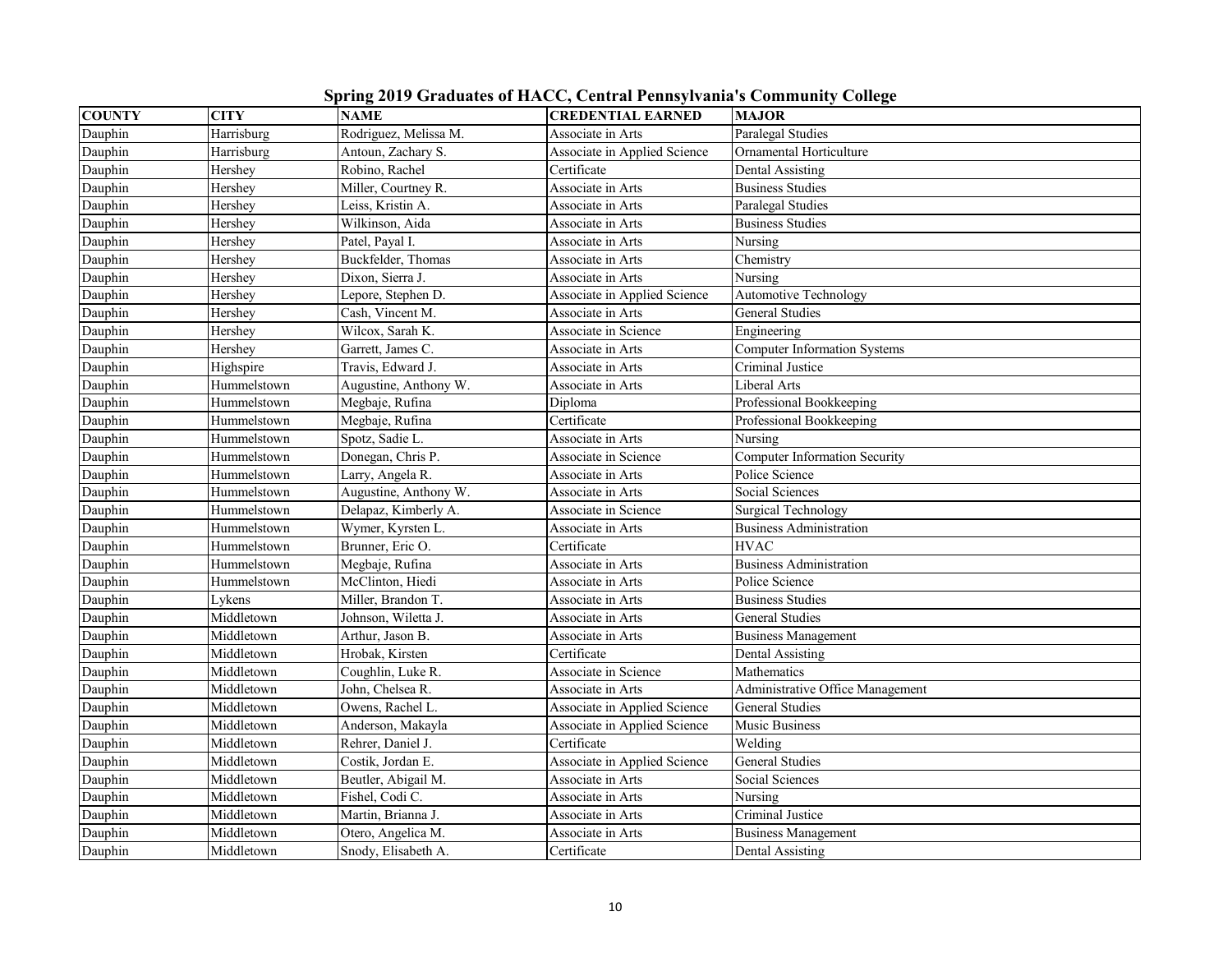## Spring 2019 Graduates of HACC, Central Pennsylvania's Community College

| COUNTY | CITY | NAME | CREDENTIAL EARNED | MAJOR |
|---|---|---|---|---|
| Dauphin | Harrisburg | Rodriguez, Melissa M. | Associate in Arts | Paralegal Studies |
| Dauphin | Harrisburg | Antoun, Zachary S. | Associate in Applied Science | Ornamental Horticulture |
| Dauphin | Hershey | Robino, Rachel | Certificate | Dental Assisting |
| Dauphin | Hershey | Miller, Courtney R. | Associate in Arts | Business Studies |
| Dauphin | Hershey | Leiss, Kristin A. | Associate in Arts | Paralegal Studies |
| Dauphin | Hershey | Wilkinson, Aida | Associate in Arts | Business Studies |
| Dauphin | Hershey | Patel, Payal I. | Associate in Arts | Nursing |
| Dauphin | Hershey | Buckfelder, Thomas | Associate in Arts | Chemistry |
| Dauphin | Hershey | Dixon, Sierra J. | Associate in Arts | Nursing |
| Dauphin | Hershey | Lepore, Stephen D. | Associate in Applied Science | Automotive Technology |
| Dauphin | Hershey | Cash, Vincent M. | Associate in Arts | General Studies |
| Dauphin | Hershey | Wilcox, Sarah K. | Associate in Science | Engineering |
| Dauphin | Hershey | Garrett, James C. | Associate in Arts | Computer Information Systems |
| Dauphin | Highspire | Travis, Edward J. | Associate in Arts | Criminal Justice |
| Dauphin | Hummelstown | Augustine, Anthony W. | Associate in Arts | Liberal Arts |
| Dauphin | Hummelstown | Megbaje, Rufina | Diploma | Professional Bookkeeping |
| Dauphin | Hummelstown | Megbaje, Rufina | Certificate | Professional Bookkeeping |
| Dauphin | Hummelstown | Spotz, Sadie L. | Associate in Arts | Nursing |
| Dauphin | Hummelstown | Donegan, Chris P. | Associate in Science | Computer Information Security |
| Dauphin | Hummelstown | Larry, Angela R. | Associate in Arts | Police Science |
| Dauphin | Hummelstown | Augustine, Anthony W. | Associate in Arts | Social Sciences |
| Dauphin | Hummelstown | Delapaz, Kimberly A. | Associate in Science | Surgical Technology |
| Dauphin | Hummelstown | Wymer, Kyrsten L. | Associate in Arts | Business Administration |
| Dauphin | Hummelstown | Brunner, Eric O. | Certificate | HVAC |
| Dauphin | Hummelstown | Megbaje, Rufina | Associate in Arts | Business Administration |
| Dauphin | Hummelstown | McClinton, Hiedi | Associate in Arts | Police Science |
| Dauphin | Lykens | Miller, Brandon T. | Associate in Arts | Business Studies |
| Dauphin | Middletown | Johnson, Wiletta J. | Associate in Arts | General Studies |
| Dauphin | Middletown | Arthur, Jason B. | Associate in Arts | Business Management |
| Dauphin | Middletown | Hrobak, Kirsten | Certificate | Dental Assisting |
| Dauphin | Middletown | Coughlin, Luke R. | Associate in Science | Mathematics |
| Dauphin | Middletown | John, Chelsea R. | Associate in Arts | Administrative Office Management |
| Dauphin | Middletown | Owens, Rachel L. | Associate in Applied Science | General Studies |
| Dauphin | Middletown | Anderson, Makayla | Associate in Applied Science | Music Business |
| Dauphin | Middletown | Rehrer, Daniel J. | Certificate | Welding |
| Dauphin | Middletown | Costik, Jordan E. | Associate in Applied Science | General Studies |
| Dauphin | Middletown | Beutler, Abigail M. | Associate in Arts | Social Sciences |
| Dauphin | Middletown | Fishel, Codi C. | Associate in Arts | Nursing |
| Dauphin | Middletown | Martin, Brianna J. | Associate in Arts | Criminal Justice |
| Dauphin | Middletown | Otero, Angelica M. | Associate in Arts | Business Management |
| Dauphin | Middletown | Snody, Elisabeth A. | Certificate | Dental Assisting |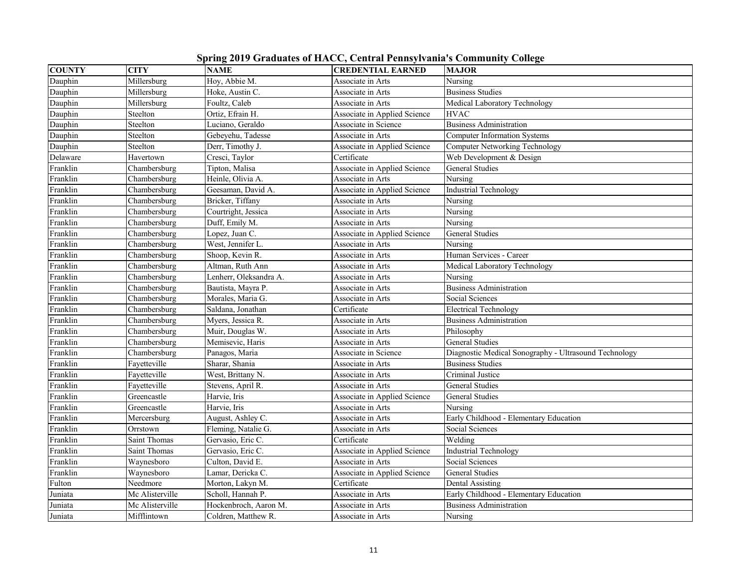# Spring 2019 Graduates of HACC, Central Pennsylvania's Community College

| COUNTY | CITY | NAME | CREDENTIAL EARNED | MAJOR |
|---|---|---|---|---|
| Dauphin | Millersburg | Hoy, Abbie M. | Associate in Arts | Nursing |
| Dauphin | Millersburg | Hoke, Austin C. | Associate in Arts | Business Studies |
| Dauphin | Millersburg | Foultz, Caleb | Associate in Arts | Medical Laboratory Technology |
| Dauphin | Steelton | Ortiz, Efrain H. | Associate in Applied Science | HVAC |
| Dauphin | Steelton | Luciano, Geraldo | Associate in Science | Business Administration |
| Dauphin | Steelton | Gebeyehu, Tadesse | Associate in Arts | Computer Information Systems |
| Dauphin | Steelton | Derr, Timothy J. | Associate in Applied Science | Computer Networking Technology |
| Delaware | Havertown | Cresci, Taylor | Certificate | Web Development & Design |
| Franklin | Chambersburg | Tipton, Malisa | Associate in Applied Science | General Studies |
| Franklin | Chambersburg | Heinle, Olivia A. | Associate in Arts | Nursing |
| Franklin | Chambersburg | Geesaman, David A. | Associate in Applied Science | Industrial Technology |
| Franklin | Chambersburg | Bricker, Tiffany | Associate in Arts | Nursing |
| Franklin | Chambersburg | Courtright, Jessica | Associate in Arts | Nursing |
| Franklin | Chambersburg | Duff, Emily M. | Associate in Arts | Nursing |
| Franklin | Chambersburg | Lopez, Juan C. | Associate in Applied Science | General Studies |
| Franklin | Chambersburg | West, Jennifer L. | Associate in Arts | Nursing |
| Franklin | Chambersburg | Shoop, Kevin R. | Associate in Arts | Human Services - Career |
| Franklin | Chambersburg | Altman, Ruth Ann | Associate in Arts | Medical Laboratory Technology |
| Franklin | Chambersburg | Lenherr, Oleksandra A. | Associate in Arts | Nursing |
| Franklin | Chambersburg | Bautista, Mayra P. | Associate in Arts | Business Administration |
| Franklin | Chambersburg | Morales, Maria G. | Associate in Arts | Social Sciences |
| Franklin | Chambersburg | Saldana, Jonathan | Certificate | Electrical Technology |
| Franklin | Chambersburg | Myers, Jessica R. | Associate in Arts | Business Administration |
| Franklin | Chambersburg | Muir, Douglas W. | Associate in Arts | Philosophy |
| Franklin | Chambersburg | Memisevic, Haris | Associate in Arts | General Studies |
| Franklin | Chambersburg | Panagos, Maria | Associate in Science | Diagnostic Medical Sonography - Ultrasound Technology |
| Franklin | Fayetteville | Sharar, Shania | Associate in Arts | Business Studies |
| Franklin | Fayetteville | West, Brittany N. | Associate in Arts | Criminal Justice |
| Franklin | Fayetteville | Stevens, April R. | Associate in Arts | General Studies |
| Franklin | Greencastle | Harvie, Iris | Associate in Applied Science | General Studies |
| Franklin | Greencastle | Harvie, Iris | Associate in Arts | Nursing |
| Franklin | Mercersburg | August, Ashley C. | Associate in Arts | Early Childhood - Elementary Education |
| Franklin | Orrstown | Fleming, Natalie G. | Associate in Arts | Social Sciences |
| Franklin | Saint Thomas | Gervasio, Eric C. | Certificate | Welding |
| Franklin | Saint Thomas | Gervasio, Eric C. | Associate in Applied Science | Industrial Technology |
| Franklin | Waynesboro | Culton, David E. | Associate in Arts | Social Sciences |
| Franklin | Waynesboro | Lamar, Dericka C. | Associate in Applied Science | General Studies |
| Fulton | Needmore | Morton, Lakyn M. | Certificate | Dental Assisting |
| Juniata | Mc Alisterville | Scholl, Hannah P. | Associate in Arts | Early Childhood - Elementary Education |
| Juniata | Mc Alisterville | Hockenbroch, Aaron M. | Associate in Arts | Business Administration |
| Juniata | Mifflintown | Coldren, Matthew R. | Associate in Arts | Nursing |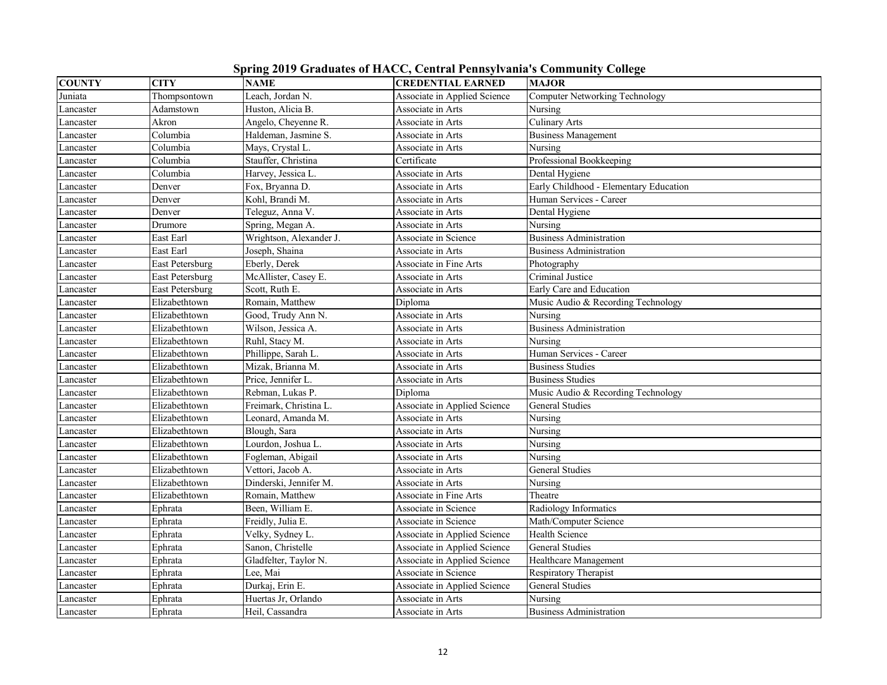# Spring 2019 Graduates of HACC, Central Pennsylvania's Community College

| COUNTY | CITY | NAME | CREDENTIAL EARNED | MAJOR |
|---|---|---|---|---|
| Juniata | Thompsontown | Leach, Jordan N. | Associate in Applied Science | Computer Networking Technology |
| Lancaster | Adamstown | Huston, Alicia B. | Associate in Arts | Nursing |
| Lancaster | Akron | Angelo, Cheyenne R. | Associate in Arts | Culinary Arts |
| Lancaster | Columbia | Haldeman, Jasmine S. | Associate in Arts | Business Management |
| Lancaster | Columbia | Mays, Crystal L. | Associate in Arts | Nursing |
| Lancaster | Columbia | Stauffer, Christina | Certificate | Professional Bookkeeping |
| Lancaster | Columbia | Harvey, Jessica L. | Associate in Arts | Dental Hygiene |
| Lancaster | Denver | Fox, Bryanna D. | Associate in Arts | Early Childhood - Elementary Education |
| Lancaster | Denver | Kohl, Brandi M. | Associate in Arts | Human Services - Career |
| Lancaster | Denver | Teleguz, Anna V. | Associate in Arts | Dental Hygiene |
| Lancaster | Drumore | Spring, Megan A. | Associate in Arts | Nursing |
| Lancaster | East Earl | Wrightson, Alexander J. | Associate in Science | Business Administration |
| Lancaster | East Earl | Joseph, Shaina | Associate in Arts | Business Administration |
| Lancaster | East Petersburg | Eberly, Derek | Associate in Fine Arts | Photography |
| Lancaster | East Petersburg | McAllister, Casey E. | Associate in Arts | Criminal Justice |
| Lancaster | East Petersburg | Scott, Ruth E. | Associate in Arts | Early Care and Education |
| Lancaster | Elizabethtown | Romain, Matthew | Diploma | Music Audio & Recording Technology |
| Lancaster | Elizabethtown | Good, Trudy Ann N. | Associate in Arts | Nursing |
| Lancaster | Elizabethtown | Wilson, Jessica A. | Associate in Arts | Business Administration |
| Lancaster | Elizabethtown | Ruhl, Stacy M. | Associate in Arts | Nursing |
| Lancaster | Elizabethtown | Phillippe, Sarah L. | Associate in Arts | Human Services - Career |
| Lancaster | Elizabethtown | Mizak, Brianna M. | Associate in Arts | Business Studies |
| Lancaster | Elizabethtown | Price, Jennifer L. | Associate in Arts | Business Studies |
| Lancaster | Elizabethtown | Rebman, Lukas P. | Diploma | Music Audio & Recording Technology |
| Lancaster | Elizabethtown | Freimark, Christina L. | Associate in Applied Science | General Studies |
| Lancaster | Elizabethtown | Leonard, Amanda M. | Associate in Arts | Nursing |
| Lancaster | Elizabethtown | Blough, Sara | Associate in Arts | Nursing |
| Lancaster | Elizabethtown | Lourdon, Joshua L. | Associate in Arts | Nursing |
| Lancaster | Elizabethtown | Fogleman, Abigail | Associate in Arts | Nursing |
| Lancaster | Elizabethtown | Vettori, Jacob A. | Associate in Arts | General Studies |
| Lancaster | Elizabethtown | Dinderski, Jennifer M. | Associate in Arts | Nursing |
| Lancaster | Elizabethtown | Romain, Matthew | Associate in Fine Arts | Theatre |
| Lancaster | Ephrata | Been, William E. | Associate in Science | Radiology Informatics |
| Lancaster | Ephrata | Freidly, Julia E. | Associate in Science | Math/Computer Science |
| Lancaster | Ephrata | Velky, Sydney L. | Associate in Applied Science | Health Science |
| Lancaster | Ephrata | Sanon, Christelle | Associate in Applied Science | General Studies |
| Lancaster | Ephrata | Gladfelter, Taylor N. | Associate in Applied Science | Healthcare Management |
| Lancaster | Ephrata | Lee, Mai | Associate in Science | Respiratory Therapist |
| Lancaster | Ephrata | Durkaj, Erin E. | Associate in Applied Science | General Studies |
| Lancaster | Ephrata | Huertas Jr, Orlando | Associate in Arts | Nursing |
| Lancaster | Ephrata | Heil, Cassandra | Associate in Arts | Business Administration |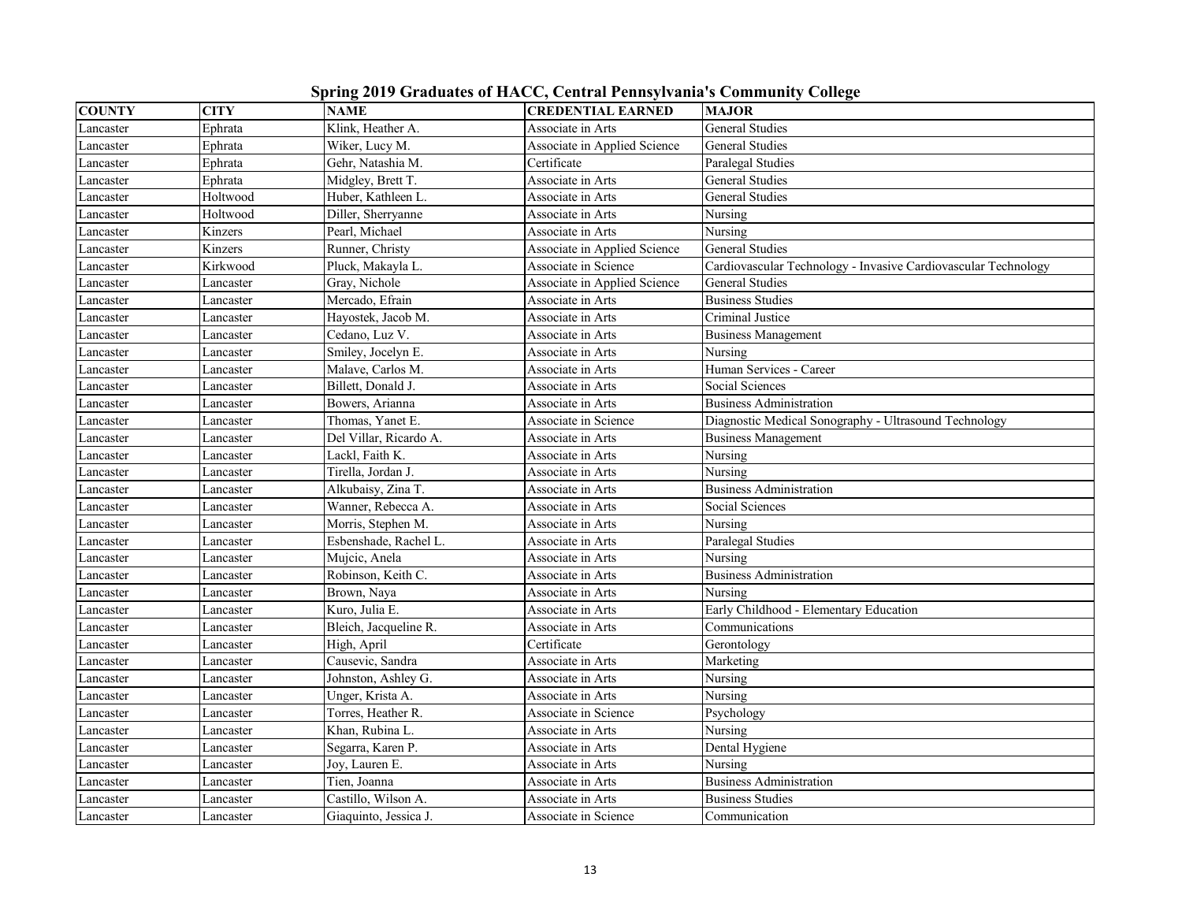# Spring 2019 Graduates of HACC, Central Pennsylvania's Community College

| COUNTY | CITY | NAME | CREDENTIAL EARNED | MAJOR |
|---|---|---|---|---|
| Lancaster | Ephrata | Klink, Heather A. | Associate in Arts | General Studies |
| Lancaster | Ephrata | Wiker, Lucy M. | Associate in Applied Science | General Studies |
| Lancaster | Ephrata | Gehr, Natashia M. | Certificate | Paralegal Studies |
| Lancaster | Ephrata | Midgley, Brett T. | Associate in Arts | General Studies |
| Lancaster | Holtwood | Huber, Kathleen L. | Associate in Arts | General Studies |
| Lancaster | Holtwood | Diller, Sherryanne | Associate in Arts | Nursing |
| Lancaster | Kinzers | Pearl, Michael | Associate in Arts | Nursing |
| Lancaster | Kinzers | Runner, Christy | Associate in Applied Science | General Studies |
| Lancaster | Kirkwood | Pluck, Makayla L. | Associate in Science | Cardiovascular Technology - Invasive Cardiovascular Technology |
| Lancaster | Lancaster | Gray, Nichole | Associate in Applied Science | General Studies |
| Lancaster | Lancaster | Mercado, Efrain | Associate in Arts | Business Studies |
| Lancaster | Lancaster | Hayostek, Jacob M. | Associate in Arts | Criminal Justice |
| Lancaster | Lancaster | Cedano, Luz V. | Associate in Arts | Business Management |
| Lancaster | Lancaster | Smiley, Jocelyn E. | Associate in Arts | Nursing |
| Lancaster | Lancaster | Malave, Carlos M. | Associate in Arts | Human Services - Career |
| Lancaster | Lancaster | Billett, Donald J. | Associate in Arts | Social Sciences |
| Lancaster | Lancaster | Bowers, Arianna | Associate in Arts | Business Administration |
| Lancaster | Lancaster | Thomas, Yanet E. | Associate in Science | Diagnostic Medical Sonography - Ultrasound Technology |
| Lancaster | Lancaster | Del Villar, Ricardo A. | Associate in Arts | Business Management |
| Lancaster | Lancaster | Lackl, Faith K. | Associate in Arts | Nursing |
| Lancaster | Lancaster | Tirella, Jordan J. | Associate in Arts | Nursing |
| Lancaster | Lancaster | Alkubaisy, Zina T. | Associate in Arts | Business Administration |
| Lancaster | Lancaster | Wanner, Rebecca A. | Associate in Arts | Social Sciences |
| Lancaster | Lancaster | Morris, Stephen M. | Associate in Arts | Nursing |
| Lancaster | Lancaster | Esbenshade, Rachel L. | Associate in Arts | Paralegal Studies |
| Lancaster | Lancaster | Mujcic, Anela | Associate in Arts | Nursing |
| Lancaster | Lancaster | Robinson, Keith C. | Associate in Arts | Business Administration |
| Lancaster | Lancaster | Brown, Naya | Associate in Arts | Nursing |
| Lancaster | Lancaster | Kuro, Julia E. | Associate in Arts | Early Childhood - Elementary Education |
| Lancaster | Lancaster | Bleich, Jacqueline R. | Associate in Arts | Communications |
| Lancaster | Lancaster | High, April | Certificate | Gerontology |
| Lancaster | Lancaster | Causevic, Sandra | Associate in Arts | Marketing |
| Lancaster | Lancaster | Johnston, Ashley G. | Associate in Arts | Nursing |
| Lancaster | Lancaster | Unger, Krista A. | Associate in Arts | Nursing |
| Lancaster | Lancaster | Torres, Heather R. | Associate in Science | Psychology |
| Lancaster | Lancaster | Khan, Rubina L. | Associate in Arts | Nursing |
| Lancaster | Lancaster | Segarra, Karen P. | Associate in Arts | Dental Hygiene |
| Lancaster | Lancaster | Joy, Lauren E. | Associate in Arts | Nursing |
| Lancaster | Lancaster | Tien, Joanna | Associate in Arts | Business Administration |
| Lancaster | Lancaster | Castillo, Wilson A. | Associate in Arts | Business Studies |
| Lancaster | Lancaster | Giaquinto, Jessica J. | Associate in Science | Communication |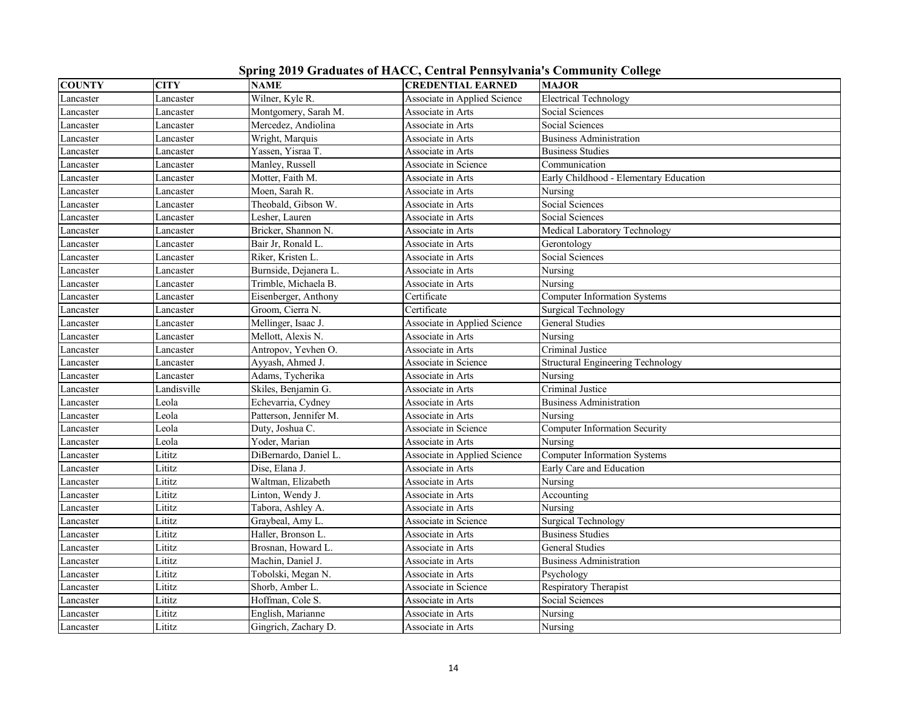# Spring 2019 Graduates of HACC, Central Pennsylvania's Community College

| COUNTY | CITY | NAME | CREDENTIAL EARNED | MAJOR |
|---|---|---|---|---|
| Lancaster | Lancaster | Wilner, Kyle R. | Associate in Applied Science | Electrical Technology |
| Lancaster | Lancaster | Montgomery, Sarah M. | Associate in Arts | Social Sciences |
| Lancaster | Lancaster | Mercedez, Andiolina | Associate in Arts | Social Sciences |
| Lancaster | Lancaster | Wright, Marquis | Associate in Arts | Business Administration |
| Lancaster | Lancaster | Yassen, Yisraa T. | Associate in Arts | Business Studies |
| Lancaster | Lancaster | Manley, Russell | Associate in Science | Communication |
| Lancaster | Lancaster | Motter, Faith M. | Associate in Arts | Early Childhood - Elementary Education |
| Lancaster | Lancaster | Moen, Sarah R. | Associate in Arts | Nursing |
| Lancaster | Lancaster | Theobald, Gibson W. | Associate in Arts | Social Sciences |
| Lancaster | Lancaster | Lesher, Lauren | Associate in Arts | Social Sciences |
| Lancaster | Lancaster | Bricker, Shannon N. | Associate in Arts | Medical Laboratory Technology |
| Lancaster | Lancaster | Bair Jr, Ronald L. | Associate in Arts | Gerontology |
| Lancaster | Lancaster | Riker, Kristen L. | Associate in Arts | Social Sciences |
| Lancaster | Lancaster | Burnside, Dejanera L. | Associate in Arts | Nursing |
| Lancaster | Lancaster | Trimble, Michaela B. | Associate in Arts | Nursing |
| Lancaster | Lancaster | Eisenberger, Anthony | Certificate | Computer Information Systems |
| Lancaster | Lancaster | Groom, Cierra N. | Certificate | Surgical Technology |
| Lancaster | Lancaster | Mellinger, Isaac J. | Associate in Applied Science | General Studies |
| Lancaster | Lancaster | Mellott, Alexis N. | Associate in Arts | Nursing |
| Lancaster | Lancaster | Antropov, Yevhen O. | Associate in Arts | Criminal Justice |
| Lancaster | Lancaster | Ayyash, Ahmed J. | Associate in Science | Structural Engineering Technology |
| Lancaster | Lancaster | Adams, Tycherika | Associate in Arts | Nursing |
| Lancaster | Landisville | Skiles, Benjamin G. | Associate in Arts | Criminal Justice |
| Lancaster | Leola | Echevarria, Cydney | Associate in Arts | Business Administration |
| Lancaster | Leola | Patterson, Jennifer M. | Associate in Arts | Nursing |
| Lancaster | Leola | Duty, Joshua C. | Associate in Science | Computer Information Security |
| Lancaster | Leola | Yoder, Marian | Associate in Arts | Nursing |
| Lancaster | Lititz | DiBernardo, Daniel L. | Associate in Applied Science | Computer Information Systems |
| Lancaster | Lititz | Dise, Elana J. | Associate in Arts | Early Care and Education |
| Lancaster | Lititz | Waltman, Elizabeth | Associate in Arts | Nursing |
| Lancaster | Lititz | Linton, Wendy J. | Associate in Arts | Accounting |
| Lancaster | Lititz | Tabora, Ashley A. | Associate in Arts | Nursing |
| Lancaster | Lititz | Graybeal, Amy L. | Associate in Science | Surgical Technology |
| Lancaster | Lititz | Haller, Bronson L. | Associate in Arts | Business Studies |
| Lancaster | Lititz | Brosnan, Howard L. | Associate in Arts | General Studies |
| Lancaster | Lititz | Machin, Daniel J. | Associate in Arts | Business Administration |
| Lancaster | Lititz | Tobolski, Megan N. | Associate in Arts | Psychology |
| Lancaster | Lititz | Shorb, Amber L. | Associate in Science | Respiratory Therapist |
| Lancaster | Lititz | Hoffman, Cole S. | Associate in Arts | Social Sciences |
| Lancaster | Lititz | English, Marianne | Associate in Arts | Nursing |
| Lancaster | Lititz | Gingrich, Zachary D. | Associate in Arts | Nursing |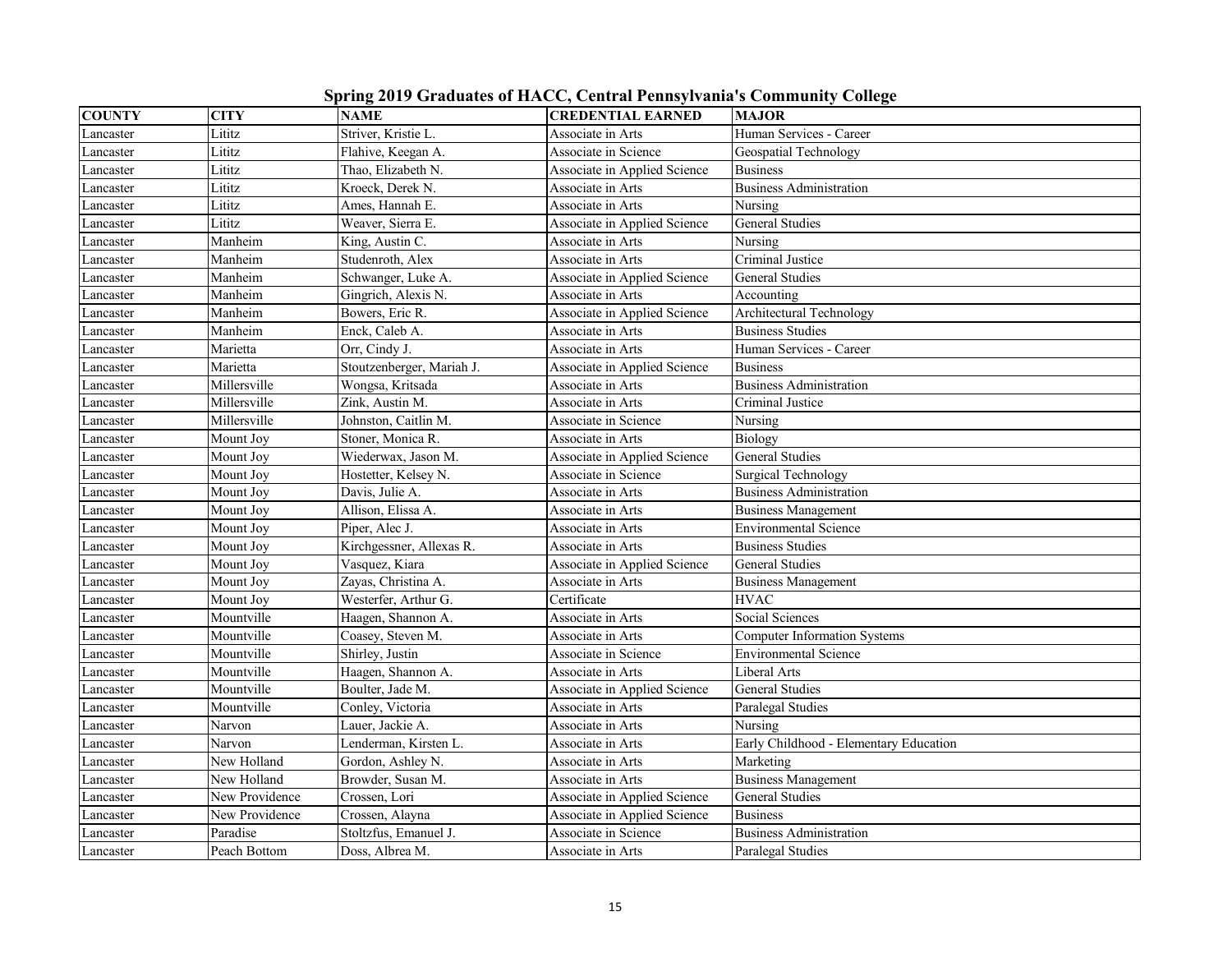# Spring 2019 Graduates of HACC, Central Pennsylvania's Community College

| COUNTY | CITY | NAME | CREDENTIAL EARNED | MAJOR |
|---|---|---|---|---|
| Lancaster | Lititz | Striver, Kristie L. | Associate in Arts | Human Services - Career |
| Lancaster | Lititz | Flahive, Keegan A. | Associate in Science | Geospatial Technology |
| Lancaster | Lititz | Thao, Elizabeth N. | Associate in Applied Science | Business |
| Lancaster | Lititz | Kroeck, Derek N. | Associate in Arts | Business Administration |
| Lancaster | Lititz | Ames, Hannah E. | Associate in Arts | Nursing |
| Lancaster | Lititz | Weaver, Sierra E. | Associate in Applied Science | General Studies |
| Lancaster | Manheim | King, Austin C. | Associate in Arts | Nursing |
| Lancaster | Manheim | Studenroth, Alex | Associate in Arts | Criminal Justice |
| Lancaster | Manheim | Schwanger, Luke A. | Associate in Applied Science | General Studies |
| Lancaster | Manheim | Gingrich, Alexis N. | Associate in Arts | Accounting |
| Lancaster | Manheim | Bowers, Eric R. | Associate in Applied Science | Architectural Technology |
| Lancaster | Manheim | Enck, Caleb A. | Associate in Arts | Business Studies |
| Lancaster | Marietta | Orr, Cindy J. | Associate in Arts | Human Services - Career |
| Lancaster | Marietta | Stoutzenberger, Mariah J. | Associate in Applied Science | Business |
| Lancaster | Millersville | Wongsa, Kritsada | Associate in Arts | Business Administration |
| Lancaster | Millersville | Zink, Austin M. | Associate in Arts | Criminal Justice |
| Lancaster | Millersville | Johnston, Caitlin M. | Associate in Science | Nursing |
| Lancaster | Mount Joy | Stoner, Monica R. | Associate in Arts | Biology |
| Lancaster | Mount Joy | Wiederwax, Jason M. | Associate in Applied Science | General Studies |
| Lancaster | Mount Joy | Hostetter, Kelsey N. | Associate in Science | Surgical Technology |
| Lancaster | Mount Joy | Davis, Julie A. | Associate in Arts | Business Administration |
| Lancaster | Mount Joy | Allison, Elissa A. | Associate in Arts | Business Management |
| Lancaster | Mount Joy | Piper, Alec J. | Associate in Arts | Environmental Science |
| Lancaster | Mount Joy | Kirchgessner, Allexas R. | Associate in Arts | Business Studies |
| Lancaster | Mount Joy | Vasquez, Kiara | Associate in Applied Science | General Studies |
| Lancaster | Mount Joy | Zayas, Christina A. | Associate in Arts | Business Management |
| Lancaster | Mount Joy | Westerfer, Arthur G. | Certificate | HVAC |
| Lancaster | Mountville | Haagen, Shannon A. | Associate in Arts | Social Sciences |
| Lancaster | Mountville | Coasey, Steven M. | Associate in Arts | Computer Information Systems |
| Lancaster | Mountville | Shirley, Justin | Associate in Science | Environmental Science |
| Lancaster | Mountville | Haagen, Shannon A. | Associate in Arts | Liberal Arts |
| Lancaster | Mountville | Boulter, Jade M. | Associate in Applied Science | General Studies |
| Lancaster | Mountville | Conley, Victoria | Associate in Arts | Paralegal Studies |
| Lancaster | Narvon | Lauer, Jackie A. | Associate in Arts | Nursing |
| Lancaster | Narvon | Lenderman, Kirsten L. | Associate in Arts | Early Childhood - Elementary Education |
| Lancaster | New Holland | Gordon, Ashley N. | Associate in Arts | Marketing |
| Lancaster | New Holland | Browder, Susan M. | Associate in Arts | Business Management |
| Lancaster | New Providence | Crossen, Lori | Associate in Applied Science | General Studies |
| Lancaster | New Providence | Crossen, Alayna | Associate in Applied Science | Business |
| Lancaster | Paradise | Stoltzfus, Emanuel J. | Associate in Science | Business Administration |
| Lancaster | Peach Bottom | Doss, Albrea M. | Associate in Arts | Paralegal Studies |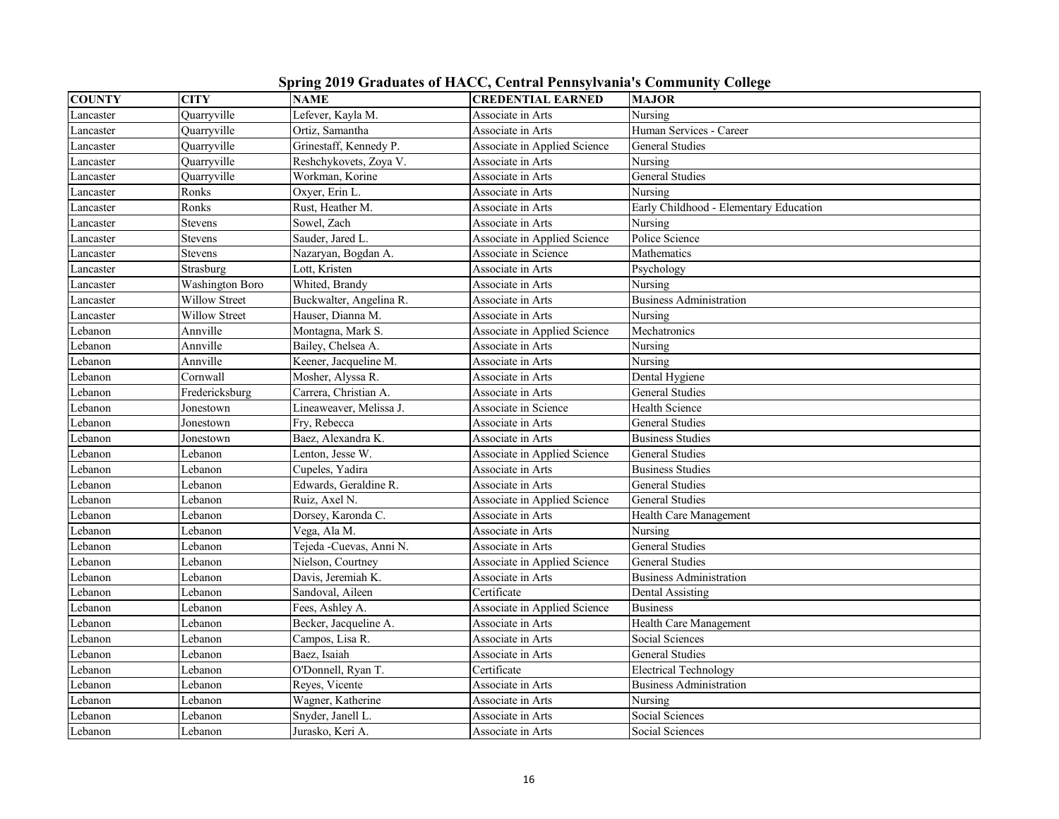# Spring 2019 Graduates of HACC, Central Pennsylvania's Community College

| COUNTY | CITY | NAME | CREDENTIAL EARNED | MAJOR |
|---|---|---|---|---|
| Lancaster | Quarryville | Lefever, Kayla M. | Associate in Arts | Nursing |
| Lancaster | Quarryville | Ortiz, Samantha | Associate in Arts | Human Services - Career |
| Lancaster | Quarryville | Grinestaff, Kennedy P. | Associate in Applied Science | General Studies |
| Lancaster | Quarryville | Reshchykovets, Zoya V. | Associate in Arts | Nursing |
| Lancaster | Quarryville | Workman, Korine | Associate in Arts | General Studies |
| Lancaster | Ronks | Oxyer, Erin L. | Associate in Arts | Nursing |
| Lancaster | Ronks | Rust, Heather M. | Associate in Arts | Early Childhood - Elementary Education |
| Lancaster | Stevens | Sowel, Zach | Associate in Arts | Nursing |
| Lancaster | Stevens | Sauder, Jared L. | Associate in Applied Science | Police Science |
| Lancaster | Stevens | Nazaryan, Bogdan A. | Associate in Science | Mathematics |
| Lancaster | Strasburg | Lott, Kristen | Associate in Arts | Psychology |
| Lancaster | Washington Boro | Whited, Brandy | Associate in Arts | Nursing |
| Lancaster | Willow Street | Buckwalter, Angelina R. | Associate in Arts | Business Administration |
| Lancaster | Willow Street | Hauser, Dianna M. | Associate in Arts | Nursing |
| Lebanon | Annville | Montagna, Mark S. | Associate in Applied Science | Mechatronics |
| Lebanon | Annville | Bailey, Chelsea A. | Associate in Arts | Nursing |
| Lebanon | Annville | Keener, Jacqueline M. | Associate in Arts | Nursing |
| Lebanon | Cornwall | Mosher, Alyssa R. | Associate in Arts | Dental Hygiene |
| Lebanon | Fredericksburg | Carrera, Christian A. | Associate in Arts | General Studies |
| Lebanon | Jonestown | Lineaweaver, Melissa J. | Associate in Science | Health Science |
| Lebanon | Jonestown | Fry, Rebecca | Associate in Arts | General Studies |
| Lebanon | Jonestown | Baez, Alexandra K. | Associate in Arts | Business Studies |
| Lebanon | Lebanon | Lenton, Jesse W. | Associate in Applied Science | General Studies |
| Lebanon | Lebanon | Cupeles, Yadira | Associate in Arts | Business Studies |
| Lebanon | Lebanon | Edwards, Geraldine R. | Associate in Arts | General Studies |
| Lebanon | Lebanon | Ruiz, Axel N. | Associate in Applied Science | General Studies |
| Lebanon | Lebanon | Dorsey, Karonda C. | Associate in Arts | Health Care Management |
| Lebanon | Lebanon | Vega, Ala M. | Associate in Arts | Nursing |
| Lebanon | Lebanon | Tejeda -Cuevas, Anni N. | Associate in Arts | General Studies |
| Lebanon | Lebanon | Nielson, Courtney | Associate in Applied Science | General Studies |
| Lebanon | Lebanon | Davis, Jeremiah K. | Associate in Arts | Business Administration |
| Lebanon | Lebanon | Sandoval, Aileen | Certificate | Dental Assisting |
| Lebanon | Lebanon | Fees, Ashley A. | Associate in Applied Science | Business |
| Lebanon | Lebanon | Becker, Jacqueline A. | Associate in Arts | Health Care Management |
| Lebanon | Lebanon | Campos, Lisa R. | Associate in Arts | Social Sciences |
| Lebanon | Lebanon | Baez, Isaiah | Associate in Arts | General Studies |
| Lebanon | Lebanon | O'Donnell, Ryan T. | Certificate | Electrical Technology |
| Lebanon | Lebanon | Reyes, Vicente | Associate in Arts | Business Administration |
| Lebanon | Lebanon | Wagner, Katherine | Associate in Arts | Nursing |
| Lebanon | Lebanon | Snyder, Janell L. | Associate in Arts | Social Sciences |
| Lebanon | Lebanon | Jurasko, Keri A. | Associate in Arts | Social Sciences |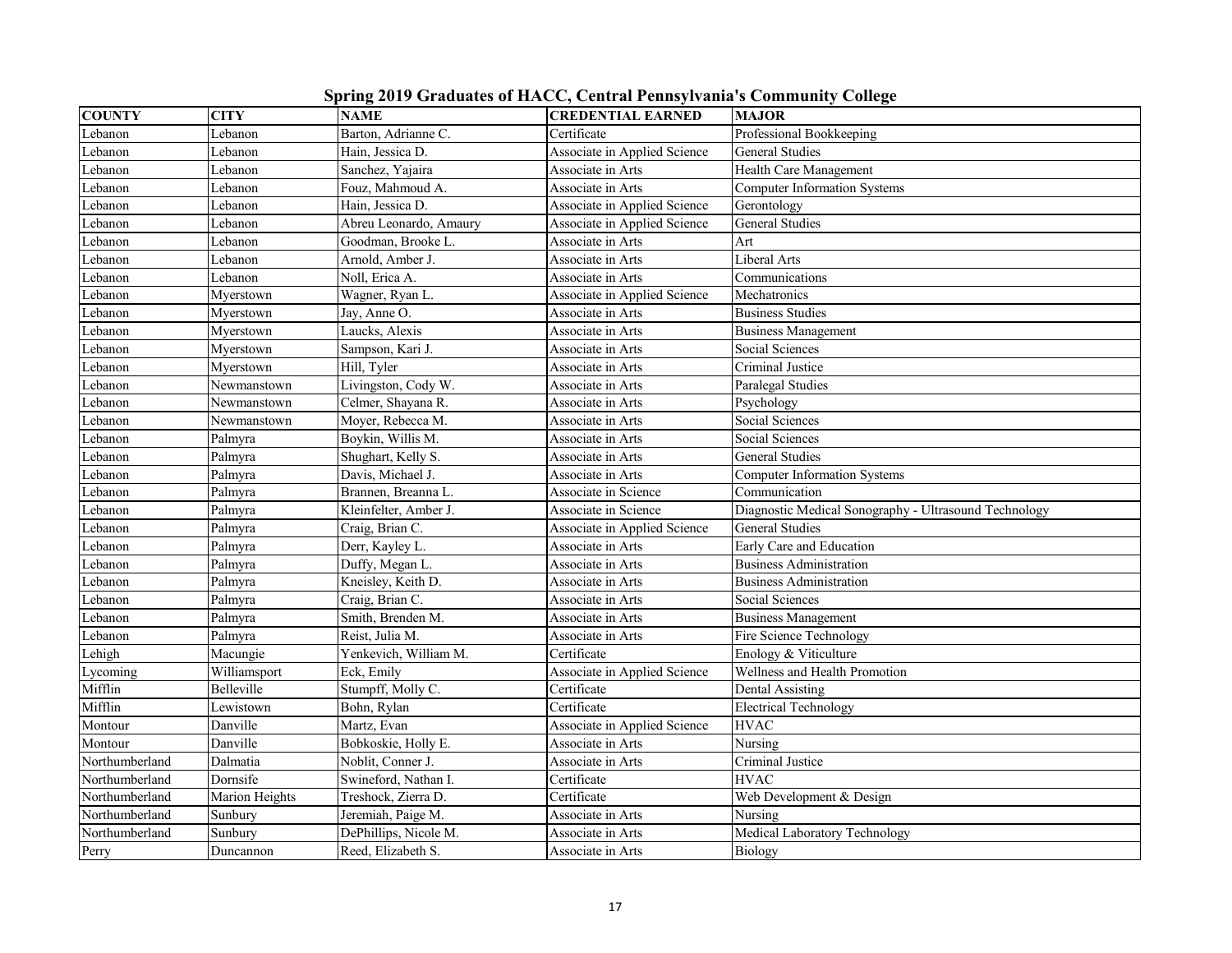# Spring 2019 Graduates of HACC, Central Pennsylvania's Community College

| COUNTY | CITY | NAME | CREDENTIAL EARNED | MAJOR |
|---|---|---|---|---|
| Lebanon | Lebanon | Barton, Adrianne C. | Certificate | Professional Bookkeeping |
| Lebanon | Lebanon | Hain, Jessica D. | Associate in Applied Science | General Studies |
| Lebanon | Lebanon | Sanchez, Yajaira | Associate in Arts | Health Care Management |
| Lebanon | Lebanon | Fouz, Mahmoud A. | Associate in Arts | Computer Information Systems |
| Lebanon | Lebanon | Hain, Jessica D. | Associate in Applied Science | Gerontology |
| Lebanon | Lebanon | Abreu Leonardo, Amaury | Associate in Applied Science | General Studies |
| Lebanon | Lebanon | Goodman, Brooke L. | Associate in Arts | Art |
| Lebanon | Lebanon | Arnold, Amber J. | Associate in Arts | Liberal Arts |
| Lebanon | Lebanon | Noll, Erica A. | Associate in Arts | Communications |
| Lebanon | Myerstown | Wagner, Ryan L. | Associate in Applied Science | Mechatronics |
| Lebanon | Myerstown | Jay, Anne O. | Associate in Arts | Business Studies |
| Lebanon | Myerstown | Laucks, Alexis | Associate in Arts | Business Management |
| Lebanon | Myerstown | Sampson, Kari J. | Associate in Arts | Social Sciences |
| Lebanon | Myerstown | Hill, Tyler | Associate in Arts | Criminal Justice |
| Lebanon | Newmanstown | Livingston, Cody W. | Associate in Arts | Paralegal Studies |
| Lebanon | Newmanstown | Celmer, Shayana R. | Associate in Arts | Psychology |
| Lebanon | Newmanstown | Moyer, Rebecca M. | Associate in Arts | Social Sciences |
| Lebanon | Palmyra | Boykin, Willis M. | Associate in Arts | Social Sciences |
| Lebanon | Palmyra | Shughart, Kelly S. | Associate in Arts | General Studies |
| Lebanon | Palmyra | Davis, Michael J. | Associate in Arts | Computer Information Systems |
| Lebanon | Palmyra | Brannen, Breanna L. | Associate in Science | Communication |
| Lebanon | Palmyra | Kleinfelter, Amber J. | Associate in Science | Diagnostic Medical Sonography - Ultrasound Technology |
| Lebanon | Palmyra | Craig, Brian C. | Associate in Applied Science | General Studies |
| Lebanon | Palmyra | Derr, Kayley L. | Associate in Arts | Early Care and Education |
| Lebanon | Palmyra | Duffy, Megan L. | Associate in Arts | Business Administration |
| Lebanon | Palmyra | Kneisley, Keith D. | Associate in Arts | Business Administration |
| Lebanon | Palmyra | Craig, Brian C. | Associate in Arts | Social Sciences |
| Lebanon | Palmyra | Smith, Brenden M. | Associate in Arts | Business Management |
| Lebanon | Palmyra | Reist, Julia M. | Associate in Arts | Fire Science Technology |
| Lehigh | Macungie | Yenkevich, William M. | Certificate | Enology & Viticulture |
| Lycoming | Williamsport | Eck, Emily | Associate in Applied Science | Wellness and Health Promotion |
| Mifflin | Belleville | Stumpff, Molly C. | Certificate | Dental Assisting |
| Mifflin | Lewistown | Bohn, Rylan | Certificate | Electrical Technology |
| Montour | Danville | Martz, Evan | Associate in Applied Science | HVAC |
| Montour | Danville | Bobkoskie, Holly E. | Associate in Arts | Nursing |
| Northumberland | Dalmatia | Noblit, Conner J. | Associate in Arts | Criminal Justice |
| Northumberland | Dornsife | Swineford, Nathan I. | Certificate | HVAC |
| Northumberland | Marion Heights | Treshock, Zierra D. | Certificate | Web Development & Design |
| Northumberland | Sunbury | Jeremiah, Paige M. | Associate in Arts | Nursing |
| Northumberland | Sunbury | DePhillips, Nicole M. | Associate in Arts | Medical Laboratory Technology |
| Perry | Duncannon | Reed, Elizabeth S. | Associate in Arts | Biology |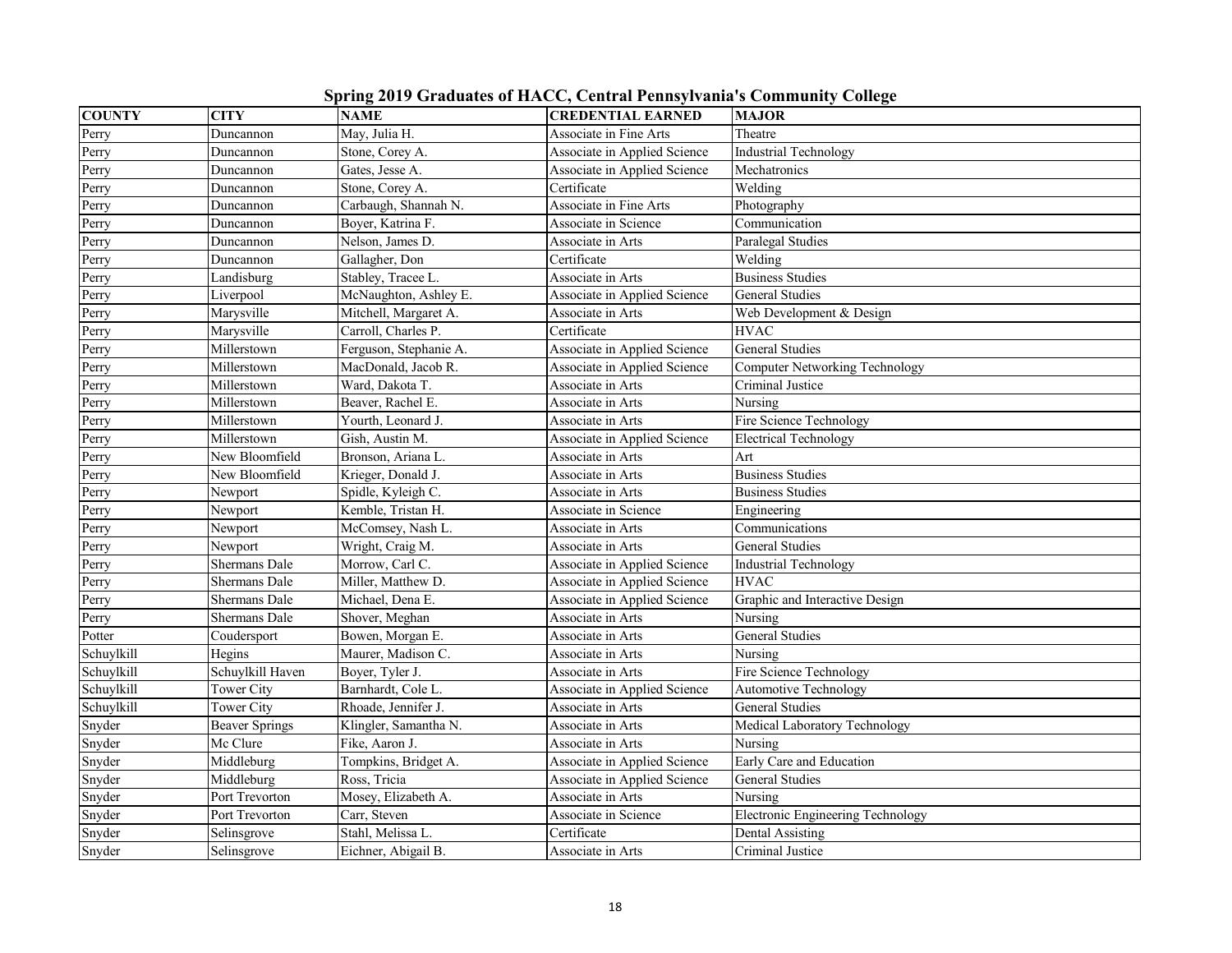# Spring 2019 Graduates of HACC, Central Pennsylvania's Community College

| COUNTY | CITY | NAME | CREDENTIAL EARNED | MAJOR |
|---|---|---|---|---|
| Perry | Duncannon | May, Julia H. | Associate in Fine Arts | Theatre |
| Perry | Duncannon | Stone, Corey A. | Associate in Applied Science | Industrial Technology |
| Perry | Duncannon | Gates, Jesse A. | Associate in Applied Science | Mechatronics |
| Perry | Duncannon | Stone, Corey A. | Certificate | Welding |
| Perry | Duncannon | Carbaugh, Shannah N. | Associate in Fine Arts | Photography |
| Perry | Duncannon | Boyer, Katrina F. | Associate in Science | Communication |
| Perry | Duncannon | Nelson, James D. | Associate in Arts | Paralegal Studies |
| Perry | Duncannon | Gallagher, Don | Certificate | Welding |
| Perry | Landisburg | Stabley, Tracee L. | Associate in Arts | Business Studies |
| Perry | Liverpool | McNaughton, Ashley E. | Associate in Applied Science | General Studies |
| Perry | Marysville | Mitchell, Margaret A. | Associate in Arts | Web Development & Design |
| Perry | Marysville | Carroll, Charles P. | Certificate | HVAC |
| Perry | Millerstown | Ferguson, Stephanie A. | Associate in Applied Science | General Studies |
| Perry | Millerstown | MacDonald, Jacob R. | Associate in Applied Science | Computer Networking Technology |
| Perry | Millerstown | Ward, Dakota T. | Associate in Arts | Criminal Justice |
| Perry | Millerstown | Beaver, Rachel E. | Associate in Arts | Nursing |
| Perry | Millerstown | Yourth, Leonard J. | Associate in Arts | Fire Science Technology |
| Perry | Millerstown | Gish, Austin M. | Associate in Applied Science | Electrical Technology |
| Perry | New Bloomfield | Bronson, Ariana L. | Associate in Arts | Art |
| Perry | New Bloomfield | Krieger, Donald J. | Associate in Arts | Business Studies |
| Perry | Newport | Spidle, Kyleigh C. | Associate in Arts | Business Studies |
| Perry | Newport | Kemble, Tristan H. | Associate in Science | Engineering |
| Perry | Newport | McComsey, Nash L. | Associate in Arts | Communications |
| Perry | Newport | Wright, Craig M. | Associate in Arts | General Studies |
| Perry | Shermans Dale | Morrow, Carl C. | Associate in Applied Science | Industrial Technology |
| Perry | Shermans Dale | Miller, Matthew D. | Associate in Applied Science | HVAC |
| Perry | Shermans Dale | Michael, Dena E. | Associate in Applied Science | Graphic and Interactive Design |
| Perry | Shermans Dale | Shover, Meghan | Associate in Arts | Nursing |
| Potter | Coudersport | Bowen, Morgan E. | Associate in Arts | General Studies |
| Schuylkill | Hegins | Maurer, Madison C. | Associate in Arts | Nursing |
| Schuylkill | Schuylkill Haven | Boyer, Tyler J. | Associate in Arts | Fire Science Technology |
| Schuylkill | Tower City | Barnhardt, Cole L. | Associate in Applied Science | Automotive Technology |
| Schuylkill | Tower City | Rhoade, Jennifer J. | Associate in Arts | General Studies |
| Snyder | Beaver Springs | Klingler, Samantha N. | Associate in Arts | Medical Laboratory Technology |
| Snyder | Mc Clure | Fike, Aaron J. | Associate in Arts | Nursing |
| Snyder | Middleburg | Tompkins, Bridget A. | Associate in Applied Science | Early Care and Education |
| Snyder | Middleburg | Ross, Tricia | Associate in Applied Science | General Studies |
| Snyder | Port Trevorton | Mosey, Elizabeth A. | Associate in Arts | Nursing |
| Snyder | Port Trevorton | Carr, Steven | Associate in Science | Electronic Engineering Technology |
| Snyder | Selinsgrove | Stahl, Melissa L. | Certificate | Dental Assisting |
| Snyder | Selinsgrove | Eichner, Abigail B. | Associate in Arts | Criminal Justice |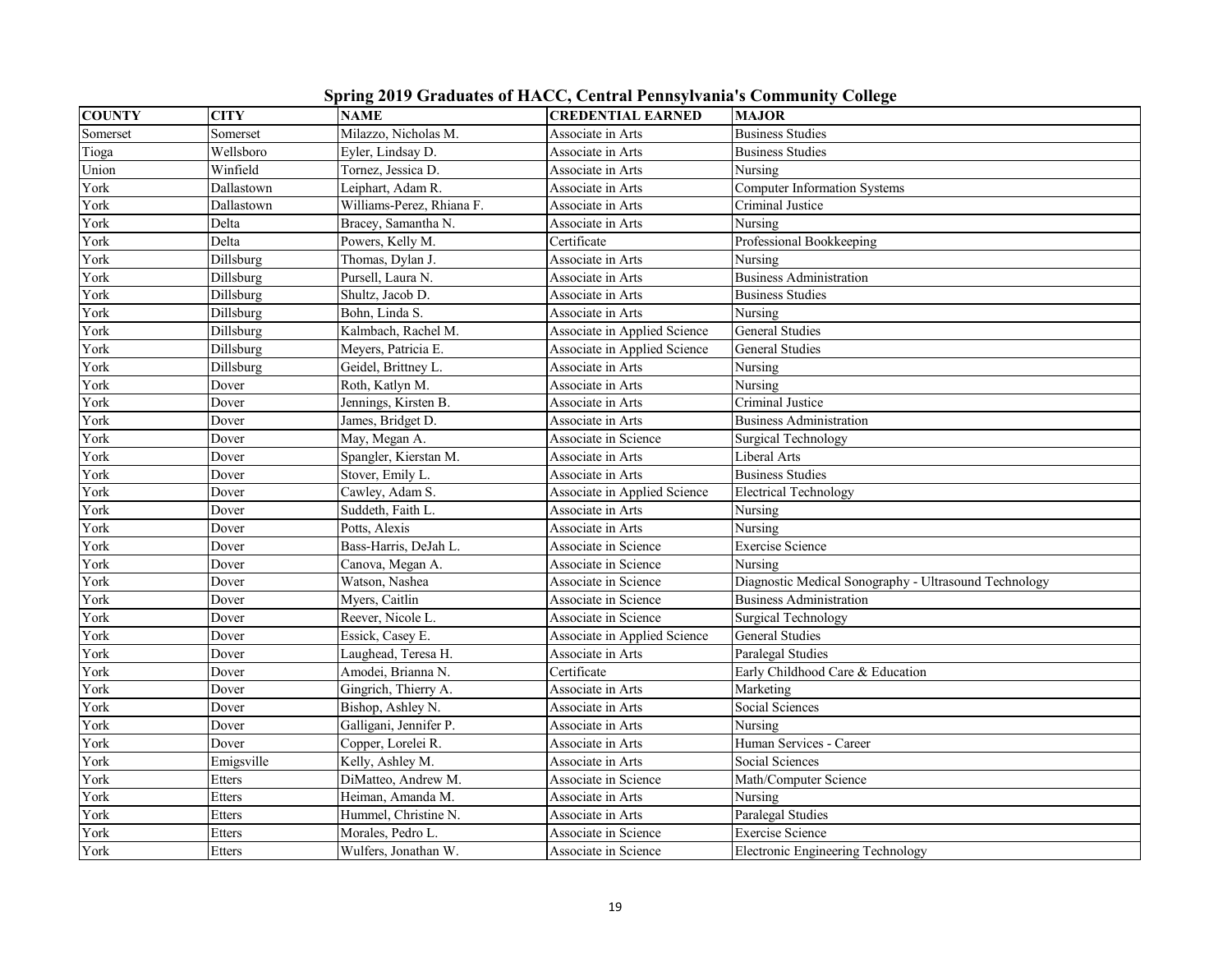# Spring 2019 Graduates of HACC, Central Pennsylvania's Community College

| COUNTY | CITY | NAME | CREDENTIAL EARNED | MAJOR |
|---|---|---|---|---|
| Somerset | Somerset | Milazzo, Nicholas M. | Associate in Arts | Business Studies |
| Tioga | Wellsboro | Eyler, Lindsay D. | Associate in Arts | Business Studies |
| Union | Winfield | Tornez, Jessica D. | Associate in Arts | Nursing |
| York | Dallastown | Leiphart, Adam R. | Associate in Arts | Computer Information Systems |
| York | Dallastown | Williams-Perez, Rhiana F. | Associate in Arts | Criminal Justice |
| York | Delta | Bracey, Samantha N. | Associate in Arts | Nursing |
| York | Delta | Powers, Kelly M. | Certificate | Professional Bookkeeping |
| York | Dillsburg | Thomas, Dylan J. | Associate in Arts | Nursing |
| York | Dillsburg | Pursell, Laura N. | Associate in Arts | Business Administration |
| York | Dillsburg | Shultz, Jacob D. | Associate in Arts | Business Studies |
| York | Dillsburg | Bohn, Linda S. | Associate in Arts | Nursing |
| York | Dillsburg | Kalmbach, Rachel M. | Associate in Applied Science | General Studies |
| York | Dillsburg | Meyers, Patricia E. | Associate in Applied Science | General Studies |
| York | Dillsburg | Geidel, Brittney L. | Associate in Arts | Nursing |
| York | Dover | Roth, Katlyn M. | Associate in Arts | Nursing |
| York | Dover | Jennings, Kirsten B. | Associate in Arts | Criminal Justice |
| York | Dover | James, Bridget D. | Associate in Arts | Business Administration |
| York | Dover | May, Megan A. | Associate in Science | Surgical Technology |
| York | Dover | Spangler, Kierstan M. | Associate in Arts | Liberal Arts |
| York | Dover | Stover, Emily L. | Associate in Arts | Business Studies |
| York | Dover | Cawley, Adam S. | Associate in Applied Science | Electrical Technology |
| York | Dover | Suddeth, Faith L. | Associate in Arts | Nursing |
| York | Dover | Potts, Alexis | Associate in Arts | Nursing |
| York | Dover | Bass-Harris, DeJah L. | Associate in Science | Exercise Science |
| York | Dover | Canova, Megan A. | Associate in Science | Nursing |
| York | Dover | Watson, Nashea | Associate in Science | Diagnostic Medical Sonography - Ultrasound Technology |
| York | Dover | Myers, Caitlin | Associate in Science | Business Administration |
| York | Dover | Reever, Nicole L. | Associate in Science | Surgical Technology |
| York | Dover | Essick, Casey E. | Associate in Applied Science | General Studies |
| York | Dover | Laughead, Teresa H. | Associate in Arts | Paralegal Studies |
| York | Dover | Amodei, Brianna N. | Certificate | Early Childhood Care & Education |
| York | Dover | Gingrich, Thierry A. | Associate in Arts | Marketing |
| York | Dover | Bishop, Ashley N. | Associate in Arts | Social Sciences |
| York | Dover | Galligani, Jennifer P. | Associate in Arts | Nursing |
| York | Dover | Copper, Lorelei R. | Associate in Arts | Human Services - Career |
| York | Emigsville | Kelly, Ashley M. | Associate in Arts | Social Sciences |
| York | Etters | DiMatteo, Andrew M. | Associate in Science | Math/Computer Science |
| York | Etters | Heiman, Amanda M. | Associate in Arts | Nursing |
| York | Etters | Hummel, Christine N. | Associate in Arts | Paralegal Studies |
| York | Etters | Morales, Pedro L. | Associate in Science | Exercise Science |
| York | Etters | Wulfers, Jonathan W. | Associate in Science | Electronic Engineering Technology |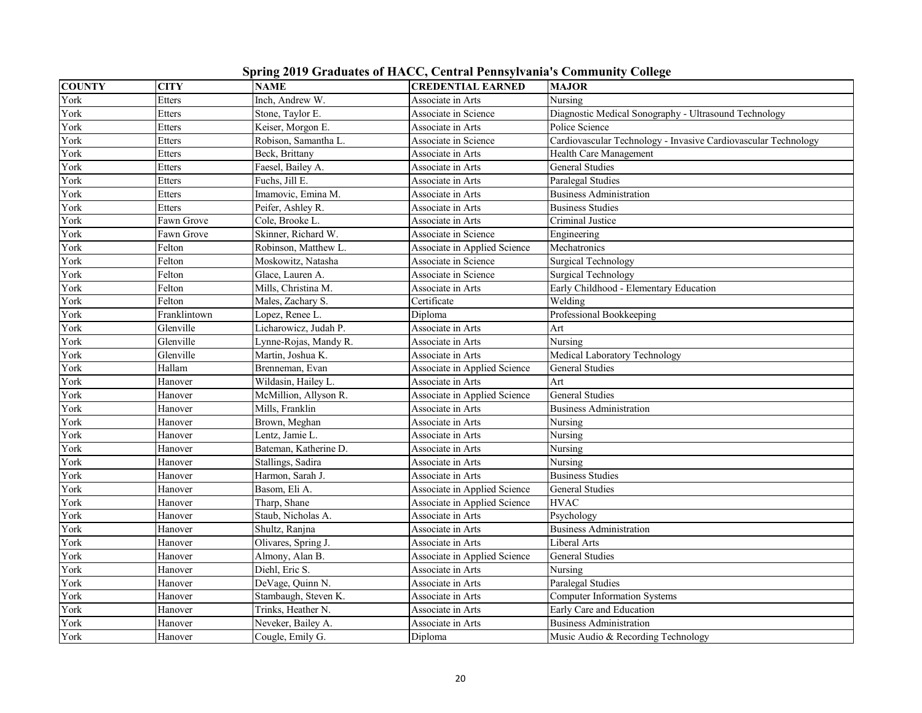# Spring 2019 Graduates of HACC, Central Pennsylvania's Community College

| COUNTY | CITY | NAME | CREDENTIAL EARNED | MAJOR |
|---|---|---|---|---|
| York | Etters | Inch, Andrew W. | Associate in Arts | Nursing |
| York | Etters | Stone, Taylor E. | Associate in Science | Diagnostic Medical Sonography - Ultrasound Technology |
| York | Etters | Keiser, Morgon E. | Associate in Arts | Police Science |
| York | Etters | Robison, Samantha L. | Associate in Science | Cardiovascular Technology - Invasive Cardiovascular Technology |
| York | Etters | Beck, Brittany | Associate in Arts | Health Care Management |
| York | Etters | Faesel, Bailey A. | Associate in Arts | General Studies |
| York | Etters | Fuchs, Jill E. | Associate in Arts | Paralegal Studies |
| York | Etters | Imamovic, Emina M. | Associate in Arts | Business Administration |
| York | Etters | Peifer, Ashley R. | Associate in Arts | Business Studies |
| York | Fawn Grove | Cole, Brooke L. | Associate in Arts | Criminal Justice |
| York | Fawn Grove | Skinner, Richard W. | Associate in Science | Engineering |
| York | Felton | Robinson, Matthew L. | Associate in Applied Science | Mechatronics |
| York | Felton | Moskowitz, Natasha | Associate in Science | Surgical Technology |
| York | Felton | Glace, Lauren A. | Associate in Science | Surgical Technology |
| York | Felton | Mills, Christina M. | Associate in Arts | Early Childhood - Elementary Education |
| York | Felton | Males, Zachary S. | Certificate | Welding |
| York | Franklintown | Lopez, Renee L. | Diploma | Professional Bookkeeping |
| York | Glenville | Licharowicz, Judah P. | Associate in Arts | Art |
| York | Glenville | Lynne-Rojas, Mandy R. | Associate in Arts | Nursing |
| York | Glenville | Martin, Joshua K. | Associate in Arts | Medical Laboratory Technology |
| York | Hallam | Brenneman, Evan | Associate in Applied Science | General Studies |
| York | Hanover | Wildasin, Hailey L. | Associate in Arts | Art |
| York | Hanover | McMillion, Allyson R. | Associate in Applied Science | General Studies |
| York | Hanover | Mills, Franklin | Associate in Arts | Business Administration |
| York | Hanover | Brown, Meghan | Associate in Arts | Nursing |
| York | Hanover | Lentz, Jamie L. | Associate in Arts | Nursing |
| York | Hanover | Bateman, Katherine D. | Associate in Arts | Nursing |
| York | Hanover | Stallings, Sadira | Associate in Arts | Nursing |
| York | Hanover | Harmon, Sarah J. | Associate in Arts | Business Studies |
| York | Hanover | Basom, Eli A. | Associate in Applied Science | General Studies |
| York | Hanover | Tharp, Shane | Associate in Applied Science | HVAC |
| York | Hanover | Staub, Nicholas A. | Associate in Arts | Psychology |
| York | Hanover | Shultz, Ranjna | Associate in Arts | Business Administration |
| York | Hanover | Olivares, Spring J. | Associate in Arts | Liberal Arts |
| York | Hanover | Almony, Alan B. | Associate in Applied Science | General Studies |
| York | Hanover | Diehl, Eric S. | Associate in Arts | Nursing |
| York | Hanover | DeVage, Quinn N. | Associate in Arts | Paralegal Studies |
| York | Hanover | Stambaugh, Steven K. | Associate in Arts | Computer Information Systems |
| York | Hanover | Trinks, Heather N. | Associate in Arts | Early Care and Education |
| York | Hanover | Neveker, Bailey A. | Associate in Arts | Business Administration |
| York | Hanover | Cougle, Emily G. | Diploma | Music Audio & Recording Technology |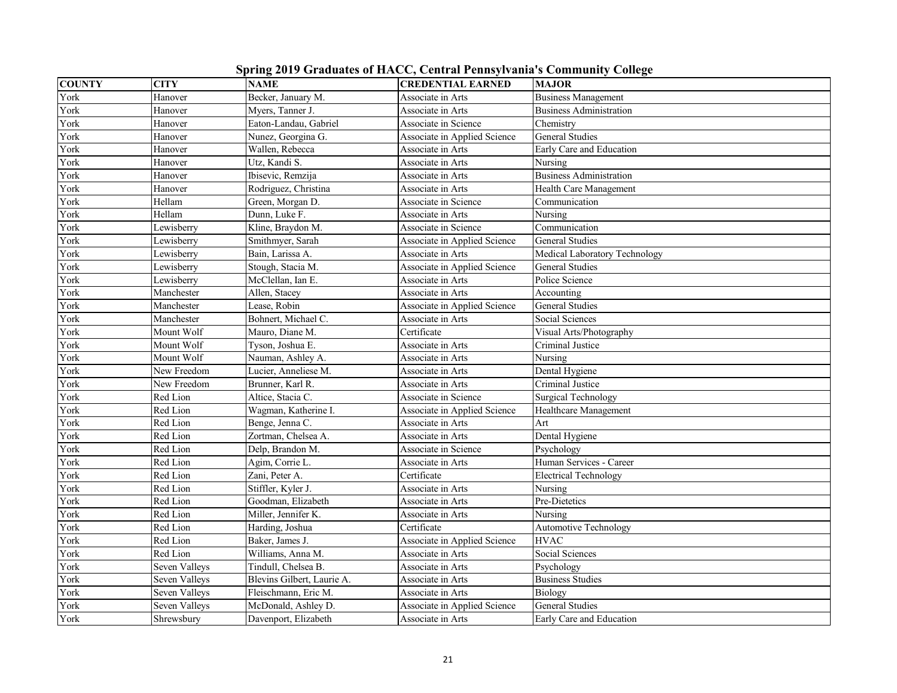# Spring 2019 Graduates of HACC, Central Pennsylvania's Community College

| COUNTY | CITY | NAME | CREDENTIAL EARNED | MAJOR |
|---|---|---|---|---|
| York | Hanover | Becker, January M. | Associate in Arts | Business Management |
| York | Hanover | Myers, Tanner J. | Associate in Arts | Business Administration |
| York | Hanover | Eaton-Landau, Gabriel | Associate in Science | Chemistry |
| York | Hanover | Nunez, Georgina G. | Associate in Applied Science | General Studies |
| York | Hanover | Wallen, Rebecca | Associate in Arts | Early Care and Education |
| York | Hanover | Utz, Kandi S. | Associate in Arts | Nursing |
| York | Hanover | Ibisevic, Remzija | Associate in Arts | Business Administration |
| York | Hanover | Rodriguez, Christina | Associate in Arts | Health Care Management |
| York | Hellam | Green, Morgan D. | Associate in Science | Communication |
| York | Hellam | Dunn, Luke F. | Associate in Arts | Nursing |
| York | Lewisberry | Kline, Braydon M. | Associate in Science | Communication |
| York | Lewisberry | Smithmyer, Sarah | Associate in Applied Science | General Studies |
| York | Lewisberry | Bain, Larissa A. | Associate in Arts | Medical Laboratory Technology |
| York | Lewisberry | Stough, Stacia M. | Associate in Applied Science | General Studies |
| York | Lewisberry | McClellan, Ian E. | Associate in Arts | Police Science |
| York | Manchester | Allen, Stacey | Associate in Arts | Accounting |
| York | Manchester | Lease, Robin | Associate in Applied Science | General Studies |
| York | Manchester | Bohnert, Michael C. | Associate in Arts | Social Sciences |
| York | Mount Wolf | Mauro, Diane M. | Certificate | Visual Arts/Photography |
| York | Mount Wolf | Tyson, Joshua E. | Associate in Arts | Criminal Justice |
| York | Mount Wolf | Nauman, Ashley A. | Associate in Arts | Nursing |
| York | New Freedom | Lucier, Anneliese M. | Associate in Arts | Dental Hygiene |
| York | New Freedom | Brunner, Karl R. | Associate in Arts | Criminal Justice |
| York | Red Lion | Altice, Stacia C. | Associate in Science | Surgical Technology |
| York | Red Lion | Wagman, Katherine I. | Associate in Applied Science | Healthcare Management |
| York | Red Lion | Benge, Jenna C. | Associate in Arts | Art |
| York | Red Lion | Zortman, Chelsea A. | Associate in Arts | Dental Hygiene |
| York | Red Lion | Delp, Brandon M. | Associate in Science | Psychology |
| York | Red Lion | Agim, Corrie L. | Associate in Arts | Human Services - Career |
| York | Red Lion | Zani, Peter A. | Certificate | Electrical Technology |
| York | Red Lion | Stiffler, Kyler J. | Associate in Arts | Nursing |
| York | Red Lion | Goodman, Elizabeth | Associate in Arts | Pre-Dietetics |
| York | Red Lion | Miller, Jennifer K. | Associate in Arts | Nursing |
| York | Red Lion | Harding, Joshua | Certificate | Automotive Technology |
| York | Red Lion | Baker, James J. | Associate in Applied Science | HVAC |
| York | Red Lion | Williams, Anna M. | Associate in Arts | Social Sciences |
| York | Seven Valleys | Tindull, Chelsea B. | Associate in Arts | Psychology |
| York | Seven Valleys | Blevins Gilbert, Laurie A. | Associate in Arts | Business Studies |
| York | Seven Valleys | Fleischmann, Eric M. | Associate in Arts | Biology |
| York | Seven Valleys | McDonald, Ashley D. | Associate in Applied Science | General Studies |
| York | Shrewsbury | Davenport, Elizabeth | Associate in Arts | Early Care and Education |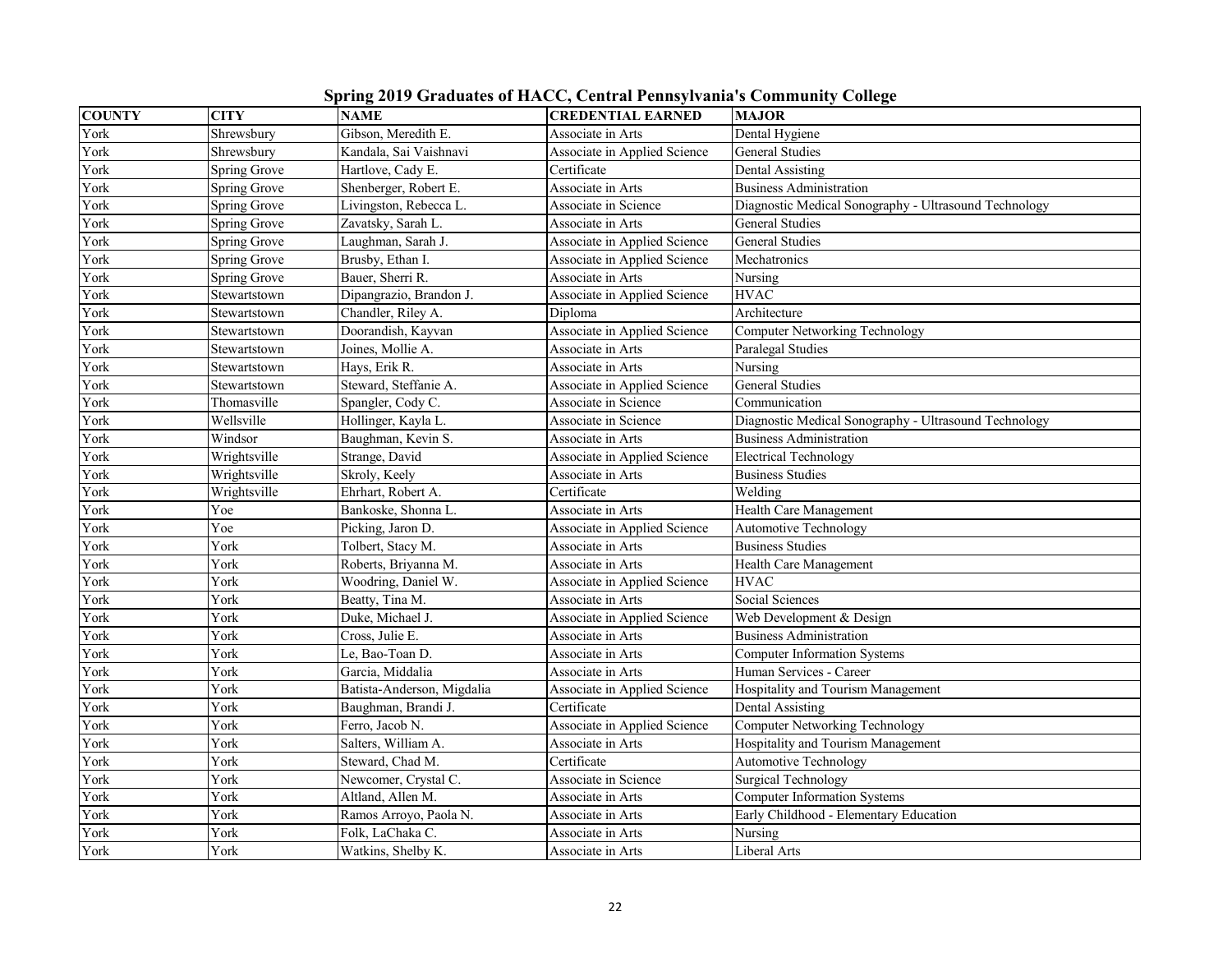## Spring 2019 Graduates of HACC, Central Pennsylvania's Community College

| COUNTY | CITY | NAME | CREDENTIAL EARNED | MAJOR |
|---|---|---|---|---|
| York | Shrewsbury | Gibson, Meredith E. | Associate in Arts | Dental Hygiene |
| York | Shrewsbury | Kandala, Sai Vaishnavi | Associate in Applied Science | General Studies |
| York | Spring Grove | Hartlove, Cady E. | Certificate | Dental Assisting |
| York | Spring Grove | Shenberger, Robert E. | Associate in Arts | Business Administration |
| York | Spring Grove | Livingston, Rebecca L. | Associate in Science | Diagnostic Medical Sonography - Ultrasound Technology |
| York | Spring Grove | Zavatsky, Sarah L. | Associate in Arts | General Studies |
| York | Spring Grove | Laughman, Sarah J. | Associate in Applied Science | General Studies |
| York | Spring Grove | Brusby, Ethan I. | Associate in Applied Science | Mechatronics |
| York | Spring Grove | Bauer, Sherri R. | Associate in Arts | Nursing |
| York | Stewartstown | Dipangrazio, Brandon J. | Associate in Applied Science | HVAC |
| York | Stewartstown | Chandler, Riley A. | Diploma | Architecture |
| York | Stewartstown | Doorandish, Kayvan | Associate in Applied Science | Computer Networking Technology |
| York | Stewartstown | Joines, Mollie A. | Associate in Arts | Paralegal Studies |
| York | Stewartstown | Hays, Erik R. | Associate in Arts | Nursing |
| York | Stewartstown | Steward, Steffanie A. | Associate in Applied Science | General Studies |
| York | Thomasville | Spangler, Cody C. | Associate in Science | Communication |
| York | Wellsville | Hollinger, Kayla L. | Associate in Science | Diagnostic Medical Sonography - Ultrasound Technology |
| York | Windsor | Baughman, Kevin S. | Associate in Arts | Business Administration |
| York | Wrightsville | Strange, David | Associate in Applied Science | Electrical Technology |
| York | Wrightsville | Skroly, Keely | Associate in Arts | Business Studies |
| York | Wrightsville | Ehrhart, Robert A. | Certificate | Welding |
| York | Yoe | Bankoske, Shonna L. | Associate in Arts | Health Care Management |
| York | Yoe | Picking, Jaron D. | Associate in Applied Science | Automotive Technology |
| York | York | Tolbert, Stacy M. | Associate in Arts | Business Studies |
| York | York | Roberts, Briyanna M. | Associate in Arts | Health Care Management |
| York | York | Woodring, Daniel W. | Associate in Applied Science | HVAC |
| York | York | Beatty, Tina M. | Associate in Arts | Social Sciences |
| York | York | Duke, Michael J. | Associate in Applied Science | Web Development & Design |
| York | York | Cross, Julie E. | Associate in Arts | Business Administration |
| York | York | Le, Bao-Toan D. | Associate in Arts | Computer Information Systems |
| York | York | Garcia, Middalia | Associate in Arts | Human Services - Career |
| York | York | Batista-Anderson, Migdalia | Associate in Applied Science | Hospitality and Tourism Management |
| York | York | Baughman, Brandi J. | Certificate | Dental Assisting |
| York | York | Ferro, Jacob N. | Associate in Applied Science | Computer Networking Technology |
| York | York | Salters, William A. | Associate in Arts | Hospitality and Tourism Management |
| York | York | Steward, Chad M. | Certificate | Automotive Technology |
| York | York | Newcomer, Crystal C. | Associate in Science | Surgical Technology |
| York | York | Altland, Allen M. | Associate in Arts | Computer Information Systems |
| York | York | Ramos Arroyo, Paola N. | Associate in Arts | Early Childhood - Elementary Education |
| York | York | Folk, LaChaka C. | Associate in Arts | Nursing |
| York | York | Watkins, Shelby K. | Associate in Arts | Liberal Arts |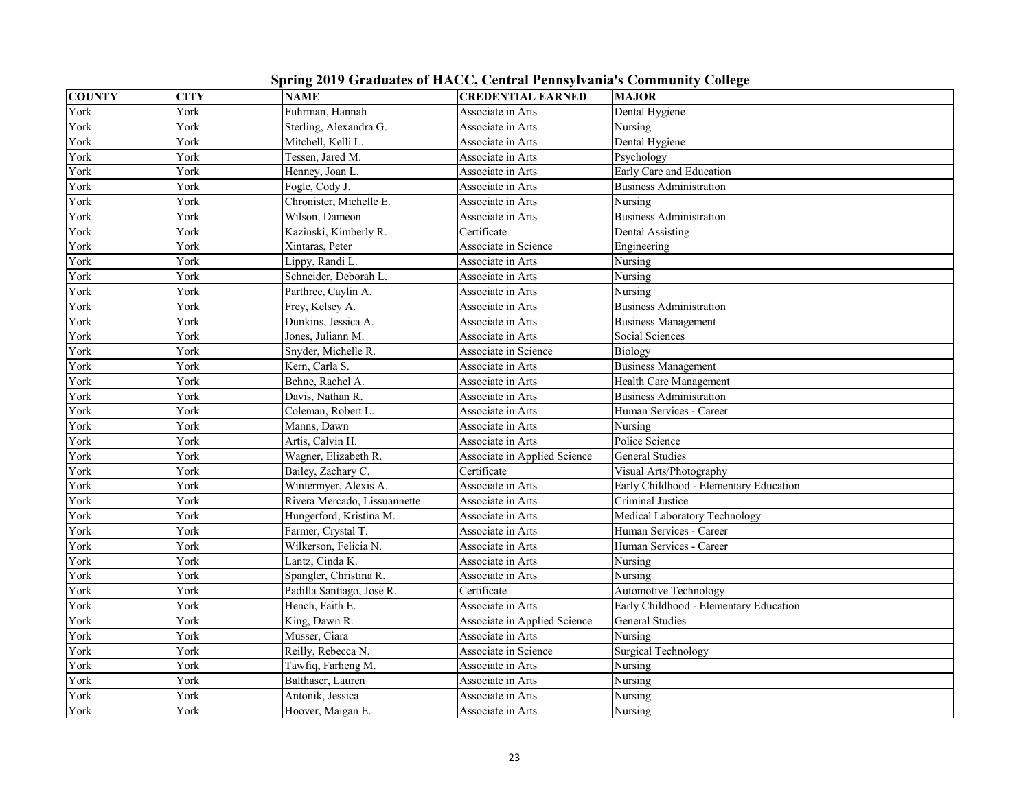## Spring 2019 Graduates of HACC, Central Pennsylvania's Community College

| COUNTY | CITY | NAME | CREDENTIAL EARNED | MAJOR |
|---|---|---|---|---|
| York | York | Fuhrman, Hannah | Associate in Arts | Dental Hygiene |
| York | York | Sterling, Alexandra G. | Associate in Arts | Nursing |
| York | York | Mitchell, Kelli L. | Associate in Arts | Dental Hygiene |
| York | York | Tessen, Jared M. | Associate in Arts | Psychology |
| York | York | Henney, Joan L. | Associate in Arts | Early Care and Education |
| York | York | Fogle, Cody J. | Associate in Arts | Business Administration |
| York | York | Chronister, Michelle E. | Associate in Arts | Nursing |
| York | York | Wilson, Dameon | Associate in Arts | Business Administration |
| York | York | Kazinski, Kimberly R. | Certificate | Dental Assisting |
| York | York | Xintaras, Peter | Associate in Science | Engineering |
| York | York | Lippy, Randi L. | Associate in Arts | Nursing |
| York | York | Schneider, Deborah L. | Associate in Arts | Nursing |
| York | York | Parthree, Caylin A. | Associate in Arts | Nursing |
| York | York | Frey, Kelsey A. | Associate in Arts | Business Administration |
| York | York | Dunkins, Jessica A. | Associate in Arts | Business Management |
| York | York | Jones, Juliann M. | Associate in Arts | Social Sciences |
| York | York | Snyder, Michelle R. | Associate in Science | Biology |
| York | York | Kern, Carla S. | Associate in Arts | Business Management |
| York | York | Behne, Rachel A. | Associate in Arts | Health Care Management |
| York | York | Davis, Nathan R. | Associate in Arts | Business Administration |
| York | York | Coleman, Robert L. | Associate in Arts | Human Services - Career |
| York | York | Manns, Dawn | Associate in Arts | Nursing |
| York | York | Artis, Calvin H. | Associate in Arts | Police Science |
| York | York | Wagner, Elizabeth R. | Associate in Applied Science | General Studies |
| York | York | Bailey, Zachary C. | Certificate | Visual Arts/Photography |
| York | York | Wintermyer, Alexis A. | Associate in Arts | Early Childhood - Elementary Education |
| York | York | Rivera Mercado, Lissuannette | Associate in Arts | Criminal Justice |
| York | York | Hungerford, Kristina M. | Associate in Arts | Medical Laboratory Technology |
| York | York | Farmer, Crystal T. | Associate in Arts | Human Services - Career |
| York | York | Wilkerson, Felicia N. | Associate in Arts | Human Services - Career |
| York | York | Lantz, Cinda K. | Associate in Arts | Nursing |
| York | York | Spangler, Christina R. | Associate in Arts | Nursing |
| York | York | Padilla Santiago, Jose R. | Certificate | Automotive Technology |
| York | York | Hench, Faith E. | Associate in Arts | Early Childhood - Elementary Education |
| York | York | King, Dawn R. | Associate in Applied Science | General Studies |
| York | York | Musser, Ciara | Associate in Arts | Nursing |
| York | York | Reilly, Rebecca N. | Associate in Science | Surgical Technology |
| York | York | Tawfiq, Farheng M. | Associate in Arts | Nursing |
| York | York | Balthaser, Lauren | Associate in Arts | Nursing |
| York | York | Antonik, Jessica | Associate in Arts | Nursing |
| York | York | Hoover, Maigan E. | Associate in Arts | Nursing |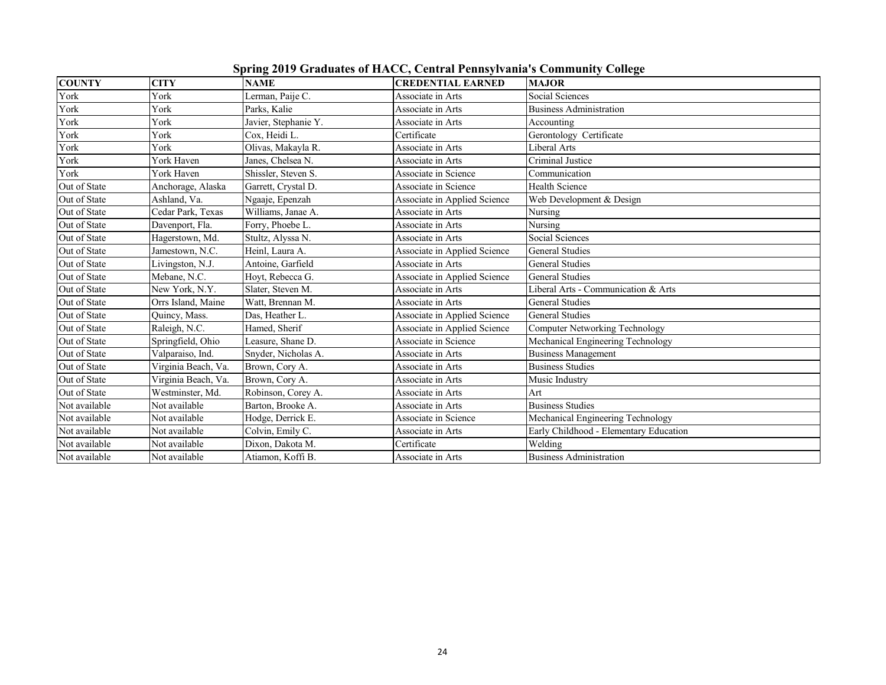# Spring 2019 Graduates of HACC, Central Pennsylvania's Community College

| COUNTY | CITY | NAME | CREDENTIAL EARNED | MAJOR |
| --- | --- | --- | --- | --- |
| York | York | Lerman, Paije C. | Associate in Arts | Social Sciences |
| York | York | Parks, Kalie | Associate in Arts | Business Administration |
| York | York | Javier, Stephanie Y. | Associate in Arts | Accounting |
| York | York | Cox, Heidi L. | Certificate | Gerontology Certificate |
| York | York | Olivas, Makayla R. | Associate in Arts | Liberal Arts |
| York | York Haven | Janes, Chelsea N. | Associate in Arts | Criminal Justice |
| York | York Haven | Shissler, Steven S. | Associate in Science | Communication |
| Out of State | Anchorage, Alaska | Garrett, Crystal D. | Associate in Science | Health Science |
| Out of State | Ashland, Va. | Ngaaje, Epenzah | Associate in Applied Science | Web Development & Design |
| Out of State | Cedar Park, Texas | Williams, Janae A. | Associate in Arts | Nursing |
| Out of State | Davenport, Fla. | Forry, Phoebe L. | Associate in Arts | Nursing |
| Out of State | Hagerstown, Md. | Stultz, Alyssa N. | Associate in Arts | Social Sciences |
| Out of State | Jamestown, N.C. | Heinl, Laura A. | Associate in Applied Science | General Studies |
| Out of State | Livingston, N.J. | Antoine, Garfield | Associate in Arts | General Studies |
| Out of State | Mebane, N.C. | Hoyt, Rebecca G. | Associate in Applied Science | General Studies |
| Out of State | New York, N.Y. | Slater, Steven M. | Associate in Arts | Liberal Arts - Communication & Arts |
| Out of State | Orrs Island, Maine | Watt, Brennan M. | Associate in Arts | General Studies |
| Out of State | Quincy, Mass. | Das, Heather L. | Associate in Applied Science | General Studies |
| Out of State | Raleigh, N.C. | Hamed, Sherif | Associate in Applied Science | Computer Networking Technology |
| Out of State | Springfield, Ohio | Leasure, Shane D. | Associate in Science | Mechanical Engineering Technology |
| Out of State | Valparaiso, Ind. | Snyder, Nicholas A. | Associate in Arts | Business Management |
| Out of State | Virginia Beach, Va. | Brown, Cory A. | Associate in Arts | Business Studies |
| Out of State | Virginia Beach, Va. | Brown, Cory A. | Associate in Arts | Music Industry |
| Out of State | Westminster, Md. | Robinson, Corey A. | Associate in Arts | Art |
| Not available | Not available | Barton, Brooke A. | Associate in Arts | Business Studies |
| Not available | Not available | Hodge, Derrick E. | Associate in Science | Mechanical Engineering Technology |
| Not available | Not available | Colvin, Emily C. | Associate in Arts | Early Childhood - Elementary Education |
| Not available | Not available | Dixon, Dakota M. | Certificate | Welding |
| Not available | Not available | Atiamon, Koffi B. | Associate in Arts | Business Administration |